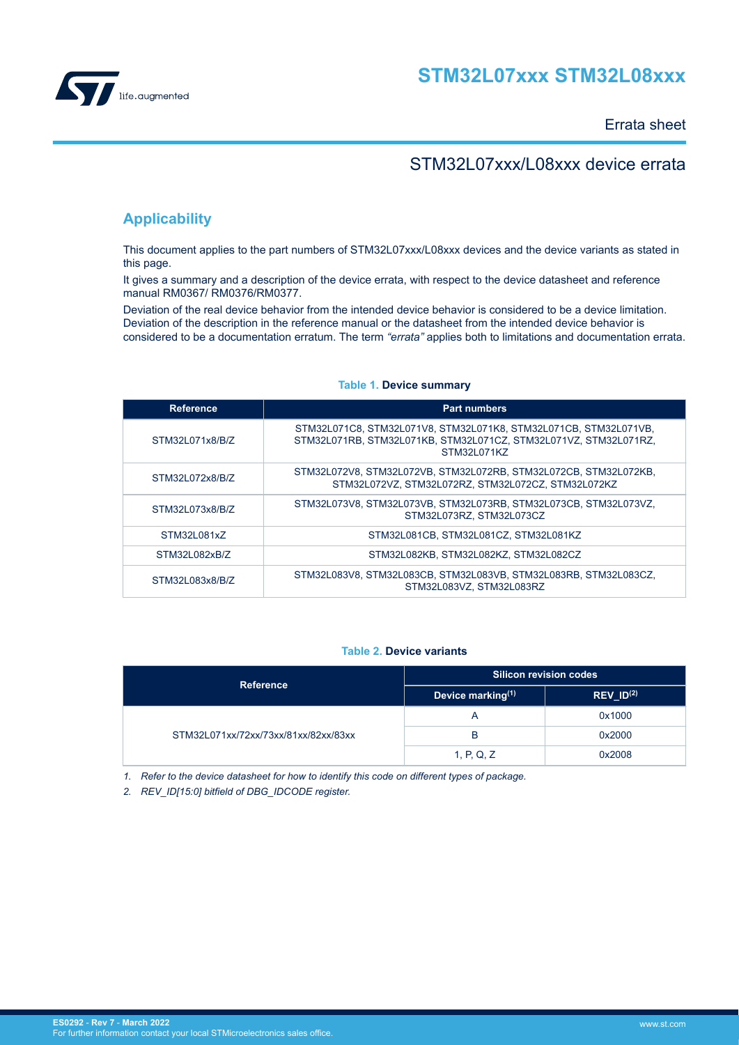# STM32L07xxx STM32L08xxx

Errata sheet

## STM32L07xxx/L08xxx device errata

## Applicability

This document applies to the part numbers of STM32L07xxx/L08xxx devices and the device variants as stated in this page.

It gives a summary and a description of the device errata, with respect to the device datasheet and reference manual RM0367/ RM0376/RM0377.

Deviation of the real device behavior from the intended device behavior is considered to be a device limitation. Deviation of the description in the reference manual or the datasheet from the intended device behavior is considered to be a documentation erratum. The term *"errata"* applies both to limitations and documentation errata.

**Table 1. Device summary**

| Reference | Part numbers |
|---|---|
| STM32L071x8/B/Z | STM32L071C8, STM32L071V8, STM32L071K8, STM32L071CB, STM32L071VB, STM32L071RB, STM32L071KB, STM32L071CZ, STM32L071VZ, STM32L071RZ, STM32L071KZ |
| STM32L072x8/B/Z | STM32L072V8, STM32L072VB, STM32L072RB, STM32L072CB, STM32L072KB, STM32L072VZ, STM32L072RZ, STM32L072CZ, STM32L072KZ |
| STM32L073x8/B/Z | STM32L073V8, STM32L073VB, STM32L073RB, STM32L073CB, STM32L073VZ, STM32L073RZ, STM32L073CZ |
| STM32L081xZ | STM32L081CB, STM32L081CZ, STM32L081KZ |
| STM32L082xB/Z | STM32L082KB, STM32L082KZ, STM32L082CZ |
| STM32L083x8/B/Z | STM32L083V8, STM32L083CB, STM32L083VB, STM32L083RB, STM32L083CZ, STM32L083VZ, STM32L083RZ |

**Table 2. Device variants**

| Reference | Silicon revision codes | |
|---|---|---|
| | Device marking(1) | REV_ID(2) |
| STM32L071xx/72xx/73xx/81xx/82xx/83xx | A | 0x1000 |
| | B | 0x2000 |
| | 1, P, Q, Z | 0x2008 |

1. *Refer to the device datasheet for how to identify this code on different types of package.*
2. *REV_ID[15:0] bitfield of DBG_IDCODE register.*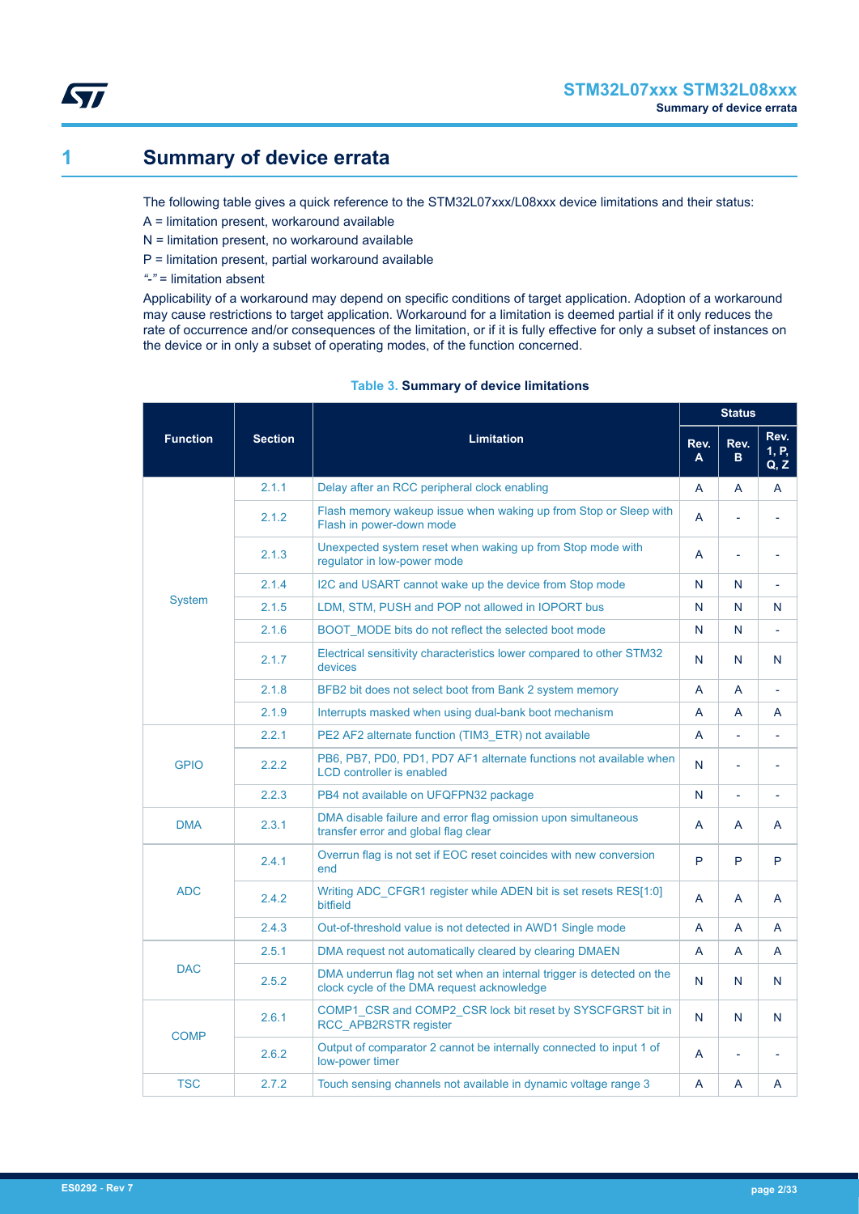# 1 Summary of device errata

The following table gives a quick reference to the STM32L07xxx/L08xxx device limitations and their status:

A = limitation present, workaround available

N = limitation present, no workaround available

P = limitation present, partial workaround available

*"-"* = limitation absent

Applicability of a workaround may depend on specific conditions of target application. Adoption of a workaround may cause restrictions to target application. Workaround for a limitation is deemed partial if it only reduces the rate of occurrence and/or consequences of the limitation, or if it is fully effective for only a subset of instances on the device or in only a subset of operating modes, of the function concerned.

**Table 3. Summary of device limitations**

| Function | Section | Limitation | Status | | |
|---|---|---|---|---|---|
| | | | Rev. A | Rev. B | Rev. 1, P, Q, Z |
| System | 2.1.1 | Delay after an RCC peripheral clock enabling | A | A | A |
| | 2.1.2 | Flash memory wakeup issue when waking up from Stop or Sleep with Flash in power-down mode | A | - | - |
| | 2.1.3 | Unexpected system reset when waking up from Stop mode with regulator in low-power mode | A | - | - |
| | 2.1.4 | I2C and USART cannot wake up the device from Stop mode | N | N | - |
| | 2.1.5 | LDM, STM, PUSH and POP not allowed in IOPORT bus | N | N | N |
| | 2.1.6 | BOOT_MODE bits do not reflect the selected boot mode | N | N | - |
| | 2.1.7 | Electrical sensitivity characteristics lower compared to other STM32 devices | N | N | N |
| | 2.1.8 | BFB2 bit does not select boot from Bank 2 system memory | A | A | - |
| | 2.1.9 | Interrupts masked when using dual-bank boot mechanism | A | A | A |
| GPIO | 2.2.1 | PE2 AF2 alternate function (TIM3_ETR) not available | A | - | - |
| | 2.2.2 | PB6, PB7, PD0, PD1, PD7 AF1 alternate functions not available when LCD controller is enabled | N | - | - |
| | 2.2.3 | PB4 not available on UFQFPN32 package | N | - | - |
| DMA | 2.3.1 | DMA disable failure and error flag omission upon simultaneous transfer error and global flag clear | A | A | A |
| ADC | 2.4.1 | Overrun flag is not set if EOC reset coincides with new conversion end | P | P | P |
| | 2.4.2 | Writing ADC_CFGR1 register while ADEN bit is set resets RES[1:0] bitfield | A | A | A |
| | 2.4.3 | Out-of-threshold value is not detected in AWD1 Single mode | A | A | A |
| DAC | 2.5.1 | DMA request not automatically cleared by clearing DMAEN | A | A | A |
| | 2.5.2 | DMA underrun flag not set when an internal trigger is detected on the clock cycle of the DMA request acknowledge | N | N | N |
| COMP | 2.6.1 | COMP1_CSR and COMP2_CSR lock bit reset by SYSCFGRST bit in RCC_APB2RSTR register | N | N | N |
| | 2.6.2 | Output of comparator 2 cannot be internally connected to input 1 of low-power timer | A | - | - |
| TSC | 2.7.2 | Touch sensing channels not available in dynamic voltage range 3 | A | A | A |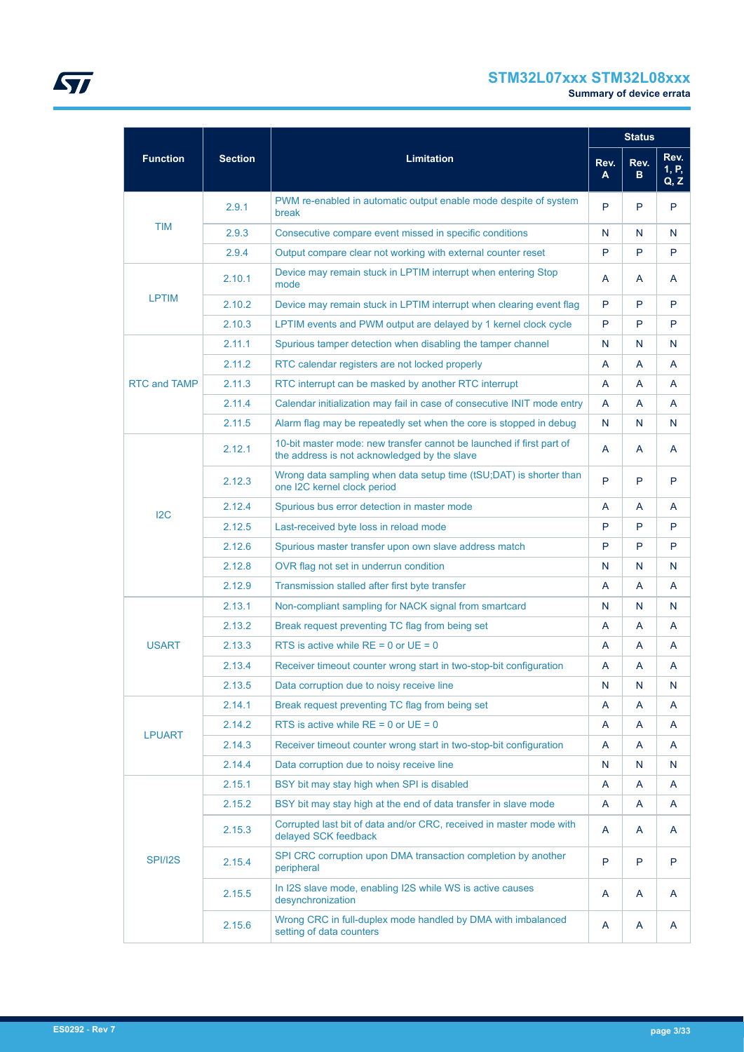| Function | Section | Limitation | Status | | |
|---|---|---|---|---|---|
| | | | Rev. A | Rev. B | Rev. 1, P, Q, Z |
| TIM | 2.9.1 | PWM re-enabled in automatic output enable mode despite of system break | P | P | P |
| | 2.9.3 | Consecutive compare event missed in specific conditions | N | N | N |
| | 2.9.4 | Output compare clear not working with external counter reset | P | P | P |
| LPTIM | 2.10.1 | Device may remain stuck in LPTIM interrupt when entering Stop mode | A | A | A |
| | 2.10.2 | Device may remain stuck in LPTIM interrupt when clearing event flag | P | P | P |
| | 2.10.3 | LPTIM events and PWM output are delayed by 1 kernel clock cycle | P | P | P |
| RTC and TAMP | 2.11.1 | Spurious tamper detection when disabling the tamper channel | N | N | N |
| | 2.11.2 | RTC calendar registers are not locked properly | A | A | A |
| | 2.11.3 | RTC interrupt can be masked by another RTC interrupt | A | A | A |
| | 2.11.4 | Calendar initialization may fail in case of consecutive INIT mode entry | A | A | A |
| | 2.11.5 | Alarm flag may be repeatedly set when the core is stopped in debug | N | N | N |
| I2C | 2.12.1 | 10-bit master mode: new transfer cannot be launched if first part of the address is not acknowledged by the slave | A | A | A |
| | 2.12.3 | Wrong data sampling when data setup time (tSU;DAT) is shorter than one I2C kernel clock period | P | P | P |
| | 2.12.4 | Spurious bus error detection in master mode | A | A | A |
| | 2.12.5 | Last-received byte loss in reload mode | P | P | P |
| | 2.12.6 | Spurious master transfer upon own slave address match | P | P | P |
| | 2.12.8 | OVR flag not set in underrun condition | N | N | N |
| | 2.12.9 | Transmission stalled after first byte transfer | A | A | A |
| USART | 2.13.1 | Non-compliant sampling for NACK signal from smartcard | N | N | N |
| | 2.13.2 | Break request preventing TC flag from being set | A | A | A |
| | 2.13.3 | RTS is active while RE = 0 or UE = 0 | A | A | A |
| | 2.13.4 | Receiver timeout counter wrong start in two-stop-bit configuration | A | A | A |
| | 2.13.5 | Data corruption due to noisy receive line | N | N | N |
| LPUART | 2.14.1 | Break request preventing TC flag from being set | A | A | A |
| | 2.14.2 | RTS is active while RE = 0 or UE = 0 | A | A | A |
| | 2.14.3 | Receiver timeout counter wrong start in two-stop-bit configuration | A | A | A |
| | 2.14.4 | Data corruption due to noisy receive line | N | N | N |
| SPI/I2S | 2.15.1 | BSY bit may stay high when SPI is disabled | A | A | A |
| | 2.15.2 | BSY bit may stay high at the end of data transfer in slave mode | A | A | A |
| | 2.15.3 | Corrupted last bit of data and/or CRC, received in master mode with delayed SCK feedback | A | A | A |
| | 2.15.4 | SPI CRC corruption upon DMA transaction completion by another peripheral | P | P | P |
| | 2.15.5 | In I2S slave mode, enabling I2S while WS is active causes desynchronization | A | A | A |
| | 2.15.6 | Wrong CRC in full-duplex mode handled by DMA with imbalanced setting of data counters | A | A | A |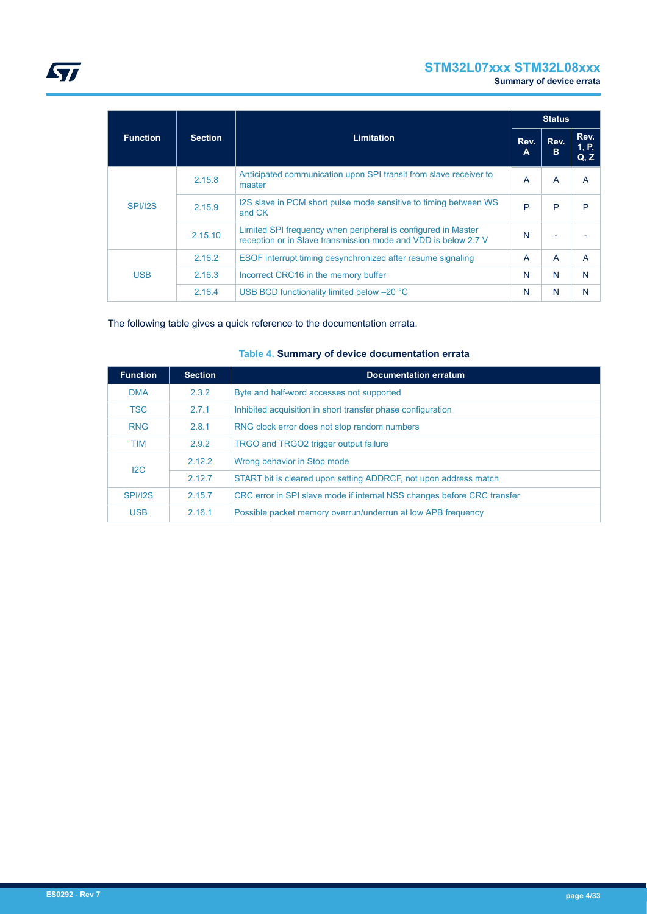| Function | Section | Limitation | Status | | |
|---|---|---|---|---|---|
| | | | Rev. A | Rev. B | Rev. 1, P, Q, Z |
| SPI/I2S | 2.15.8 | Anticipated communication upon SPI transit from slave receiver to master | A | A | A |
| | 2.15.9 | I2S slave in PCM short pulse mode sensitive to timing between WS and CK | P | P | P |
| | 2.15.10 | Limited SPI frequency when peripheral is configured in Master reception or in Slave transmission mode and VDD is below 2.7 V | N | - | - |
| USB | 2.16.2 | ESOF interrupt timing desynchronized after resume signaling | A | A | A |
| | 2.16.3 | Incorrect CRC16 in the memory buffer | N | N | N |
| | 2.16.4 | USB BCD functionality limited below –20 °C | N | N | N |

The following table gives a quick reference to the documentation errata.

**Table 4. Summary of device documentation errata**

| Function | Section | Documentation erratum |
|---|---|---|
| DMA | 2.3.2 | Byte and half-word accesses not supported |
| TSC | 2.7.1 | Inhibited acquisition in short transfer phase configuration |
| RNG | 2.8.1 | RNG clock error does not stop random numbers |
| TIM | 2.9.2 | TRGO and TRGO2 trigger output failure |
| I2C | 2.12.2 | Wrong behavior in Stop mode |
| | 2.12.7 | START bit is cleared upon setting ADDRCF, not upon address match |
| SPI/I2S | 2.15.7 | CRC error in SPI slave mode if internal NSS changes before CRC transfer |
| USB | 2.16.1 | Possible packet memory overrun/underrun at low APB frequency |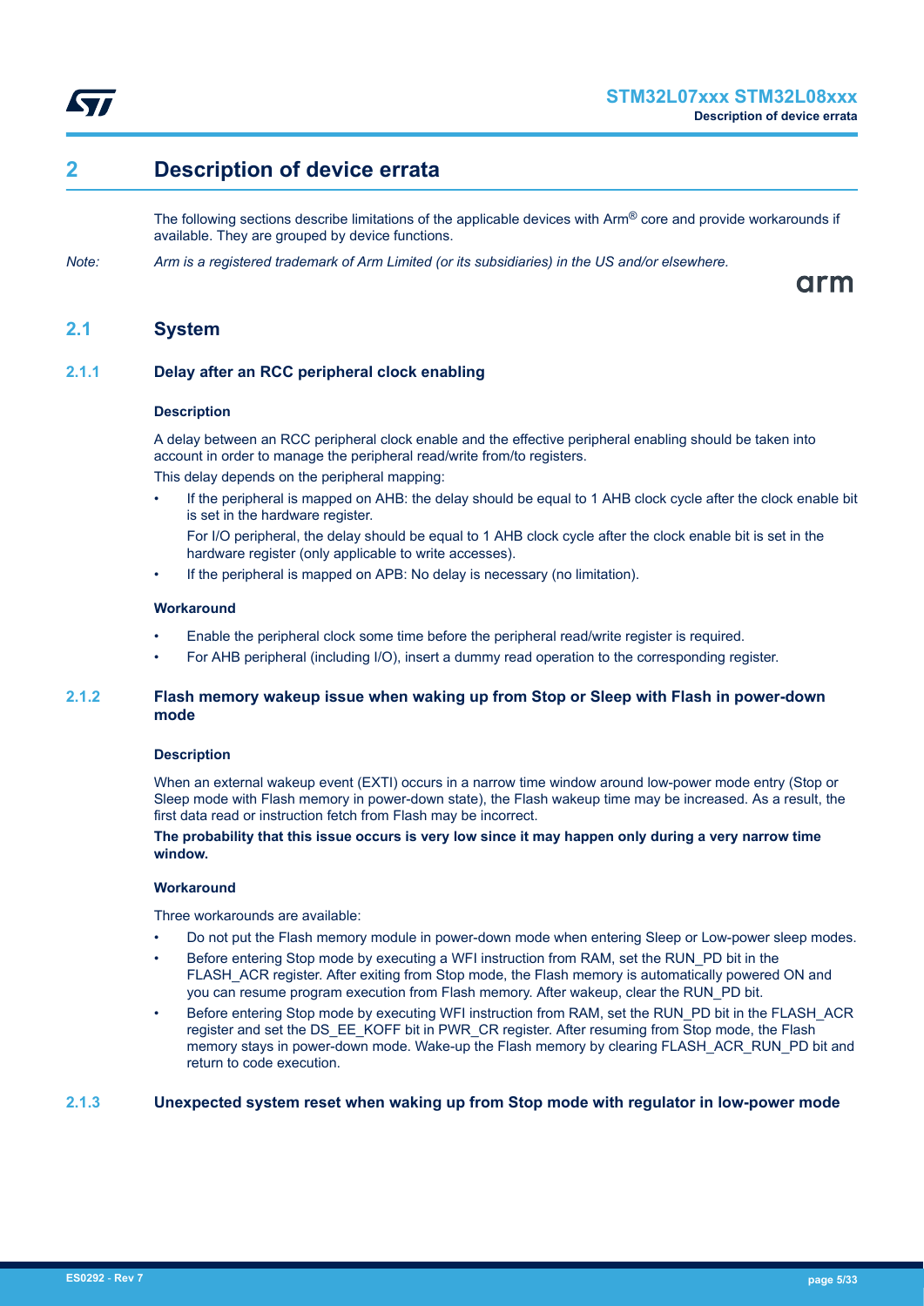# 2 Description of device errata

The following sections describe limitations of the applicable devices with Arm® core and provide workarounds if available. They are grouped by device functions.

*Note: Arm is a registered trademark of Arm Limited (or its subsidiaries) in the US and/or elsewhere.*

## 2.1 System

### 2.1.1 Delay after an RCC peripheral clock enabling

#### Description

A delay between an RCC peripheral clock enable and the effective peripheral enabling should be taken into account in order to manage the peripheral read/write from/to registers.

This delay depends on the peripheral mapping:

- If the peripheral is mapped on AHB: the delay should be equal to 1 AHB clock cycle after the clock enable bit is set in the hardware register.

  For I/O peripheral, the delay should be equal to 1 AHB clock cycle after the clock enable bit is set in the hardware register (only applicable to write accesses).
- If the peripheral is mapped on APB: No delay is necessary (no limitation).

#### Workaround

- Enable the peripheral clock some time before the peripheral read/write register is required.
- For AHB peripheral (including I/O), insert a dummy read operation to the corresponding register.

### 2.1.2 Flash memory wakeup issue when waking up from Stop or Sleep with Flash in power-down mode

#### Description

When an external wakeup event (EXTI) occurs in a narrow time window around low-power mode entry (Stop or Sleep mode with Flash memory in power-down state), the Flash wakeup time may be increased. As a result, the first data read or instruction fetch from Flash may be incorrect.

**The probability that this issue occurs is very low since it may happen only during a very narrow time window.**

#### Workaround

Three workarounds are available:

- Do not put the Flash memory module in power-down mode when entering Sleep or Low-power sleep modes.
- Before entering Stop mode by executing a WFI instruction from RAM, set the RUN_PD bit in the FLASH_ACR register. After exiting from Stop mode, the Flash memory is automatically powered ON and you can resume program execution from Flash memory. After wakeup, clear the RUN_PD bit.
- Before entering Stop mode by executing WFI instruction from RAM, set the RUN_PD bit in the FLASH_ACR register and set the DS_EE_KOFF bit in PWR_CR register. After resuming from Stop mode, the Flash memory stays in power-down mode. Wake-up the Flash memory by clearing FLASH_ACR_RUN_PD bit and return to code execution.

### 2.1.3 Unexpected system reset when waking up from Stop mode with regulator in low-power mode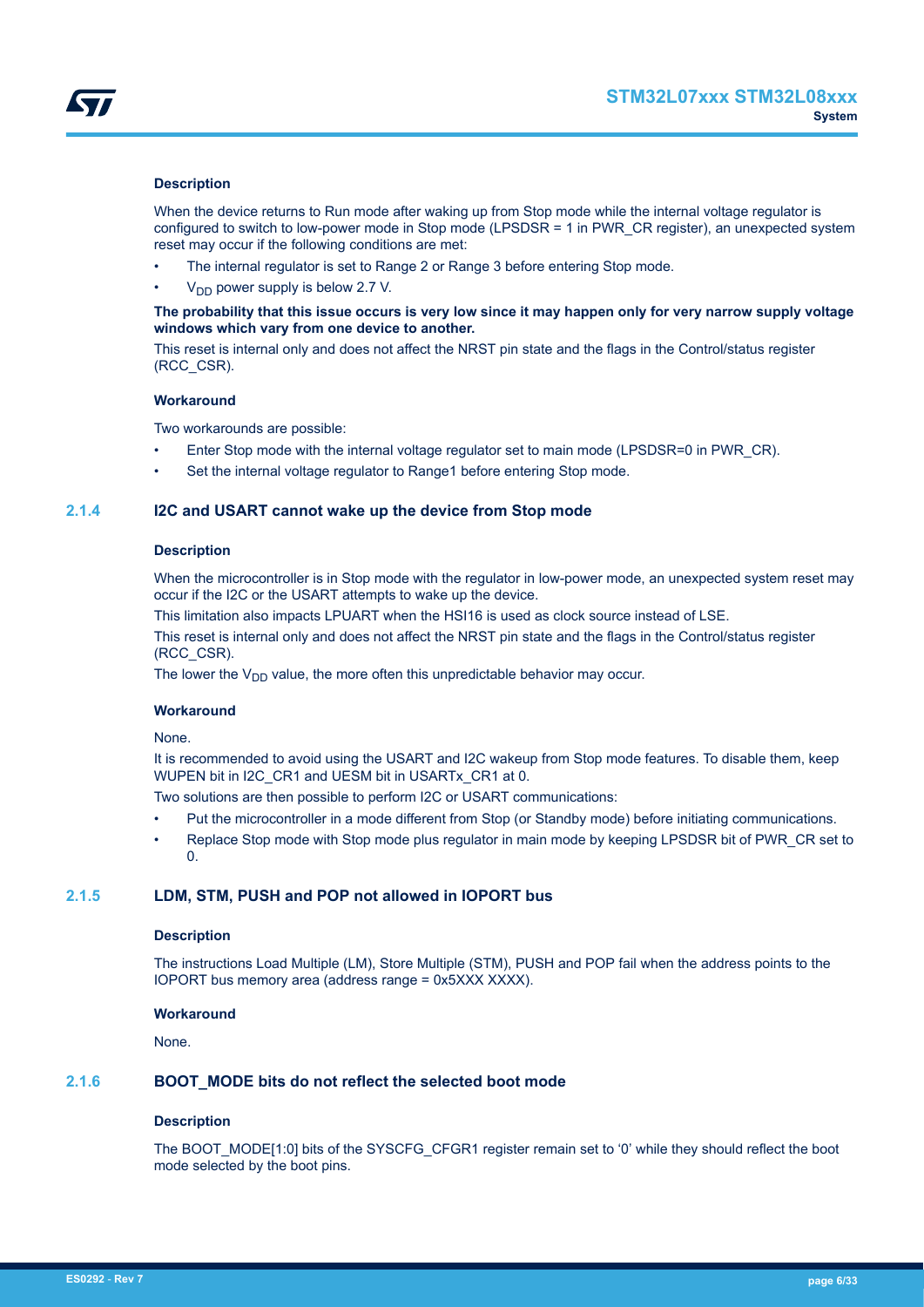#### Description

When the device returns to Run mode after waking up from Stop mode while the internal voltage regulator is configured to switch to low-power mode in Stop mode (LPSDSR = 1 in PWR_CR register), an unexpected system reset may occur if the following conditions are met:

- The internal regulator is set to Range 2 or Range 3 before entering Stop mode.
- $V_{DD}$ power supply is below 2.7 V.

**The probability that this issue occurs is very low since it may happen only for very narrow supply voltage windows which vary from one device to another.**

This reset is internal only and does not affect the NRST pin state and the flags in the Control/status register (RCC_CSR).

#### Workaround

Two workarounds are possible:

- Enter Stop mode with the internal voltage regulator set to main mode (LPSDSR=0 in PWR_CR).
- Set the internal voltage regulator to Range1 before entering Stop mode.

### 2.1.4 I2C and USART cannot wake up the device from Stop mode

#### Description

When the microcontroller is in Stop mode with the regulator in low-power mode, an unexpected system reset may occur if the I2C or the USART attempts to wake up the device.

This limitation also impacts LPUART when the HSI16 is used as clock source instead of LSE.

This reset is internal only and does not affect the NRST pin state and the flags in the Control/status register (RCC_CSR).

The lower the $V_{DD}$ value, the more often this unpredictable behavior may occur.

#### Workaround

None.

It is recommended to avoid using the USART and I2C wakeup from Stop mode features. To disable them, keep WUPEN bit in I2C_CR1 and UESM bit in USARTx_CR1 at 0.

Two solutions are then possible to perform I2C or USART communications:

- Put the microcontroller in a mode different from Stop (or Standby mode) before initiating communications.
- Replace Stop mode with Stop mode plus regulator in main mode by keeping LPSDSR bit of PWR_CR set to 0.

### 2.1.5 LDM, STM, PUSH and POP not allowed in IOPORT bus

#### Description

The instructions Load Multiple (LM), Store Multiple (STM), PUSH and POP fail when the address points to the IOPORT bus memory area (address range = 0x5XXX XXXX).

#### Workaround

None.

### 2.1.6 BOOT_MODE bits do not reflect the selected boot mode

#### Description

The BOOT_MODE[1:0] bits of the SYSCFG_CFGR1 register remain set to ‘0’ while they should reflect the boot mode selected by the boot pins.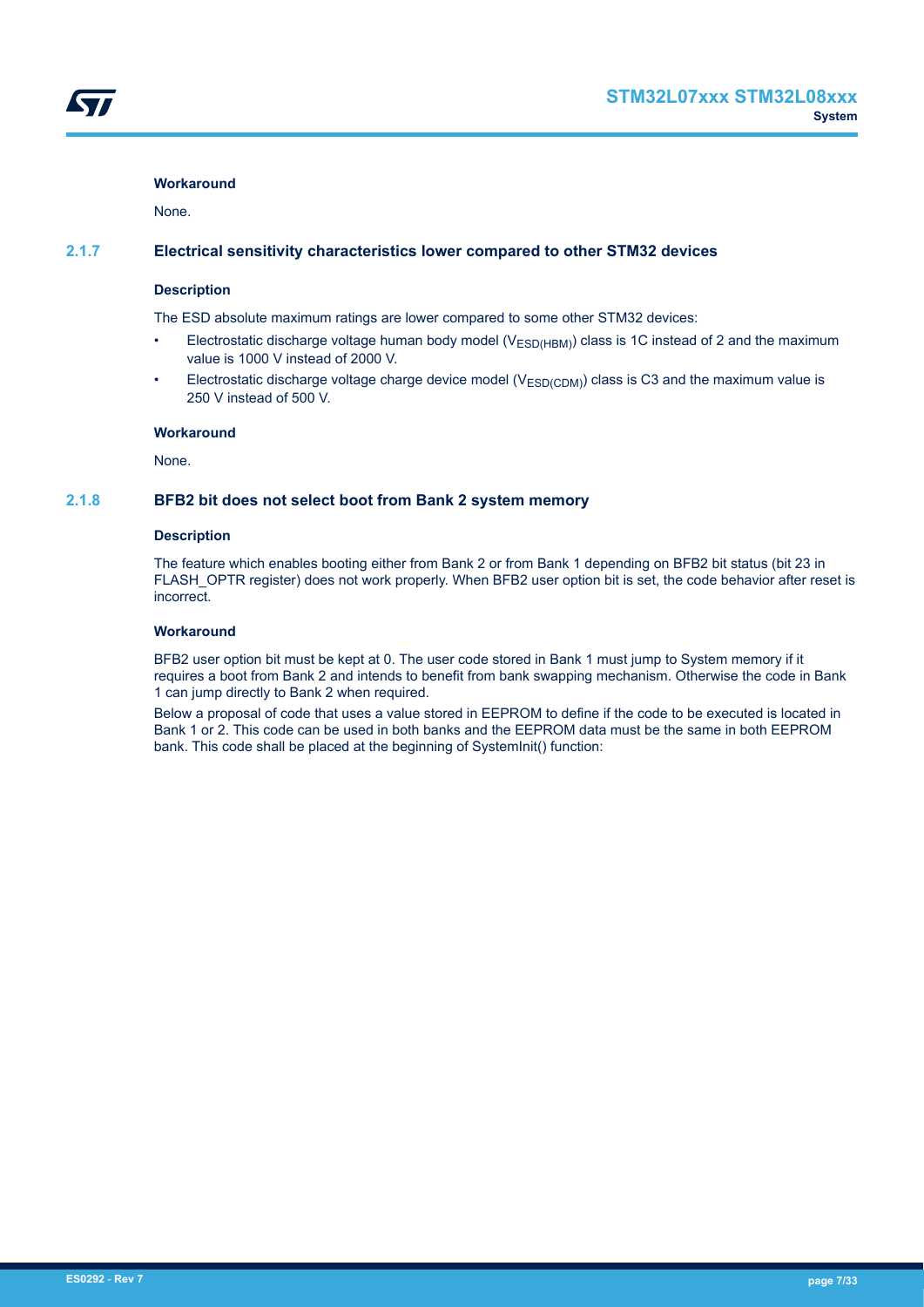#### Workaround

None.

### 2.1.7 Electrical sensitivity characteristics lower compared to other STM32 devices

#### Description

The ESD absolute maximum ratings are lower compared to some other STM32 devices:

- Electrostatic discharge voltage human body model ($V_{ESD(HBM)}$) class is 1C instead of 2 and the maximum value is 1000 V instead of 2000 V.
- Electrostatic discharge voltage charge device model ($V_{ESD(CDM)}$) class is C3 and the maximum value is 250 V instead of 500 V.

#### Workaround

None.

### 2.1.8 BFB2 bit does not select boot from Bank 2 system memory

#### Description

The feature which enables booting either from Bank 2 or from Bank 1 depending on BFB2 bit status (bit 23 in FLASH_OPTR register) does not work properly. When BFB2 user option bit is set, the code behavior after reset is incorrect.

#### Workaround

BFB2 user option bit must be kept at 0. The user code stored in Bank 1 must jump to System memory if it requires a boot from Bank 2 and intends to benefit from bank swapping mechanism. Otherwise the code in Bank 1 can jump directly to Bank 2 when required.

Below a proposal of code that uses a value stored in EEPROM to define if the code to be executed is located in Bank 1 or 2. This code can be used in both banks and the EEPROM data must be the same in both EEPROM bank. This code shall be placed at the beginning of SystemInit() function: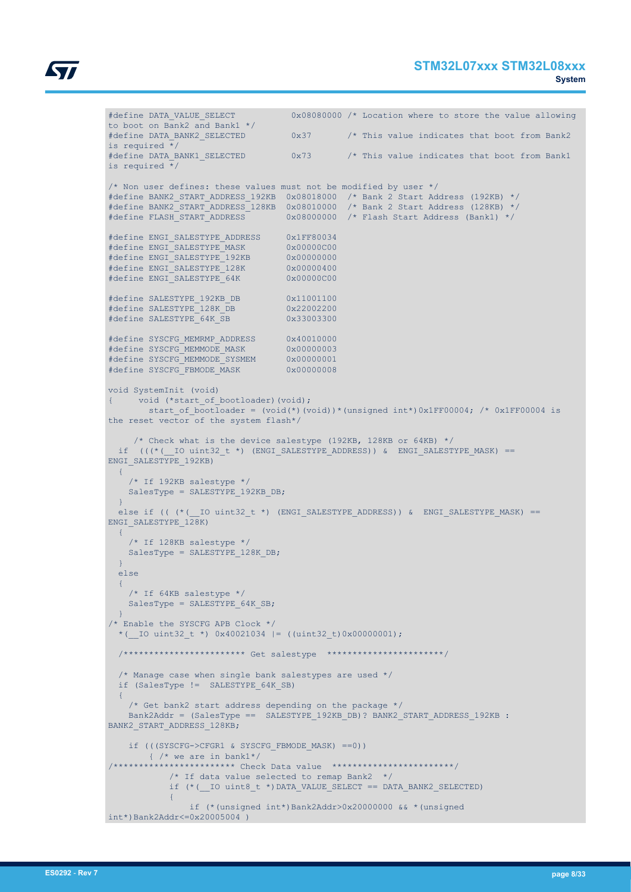```
#define DATA_VALUE_SELECT           0x08080000 /* Location where to store the value allowing
to boot on Bank2 and Bank1 */
#define DATA_BANK2_SELECTED         0x37       /* This value indicates that boot from Bank2
is required */
#define DATA_BANK1_SELECTED         0x73       /* This value indicates that boot from Bank1
is required */

/* Non user defines: these values must not be modified by user */
#define BANK2_START_ADDRESS_192KB  0x08018000  /* Bank 2 Start Address (192KB) */
#define BANK2_START_ADDRESS_128KB  0x08010000  /* Bank 2 Start Address (128KB) */
#define FLASH_START_ADDRESS        0x08000000  /* Flash Start Address (Bank1) */

#define ENGI_SALESTYPE_ADDRESS     0x1FF80034
#define ENGI_SALESTYPE_MASK        0x00000C00
#define ENGI_SALESTYPE_192KB       0x00000000
#define ENGI_SALESTYPE_128K        0x00000400
#define ENGI_SALESTYPE_64K         0x00000C00

#define SALESTYPE_192KB_DB         0x11001100
#define SALESTYPE_128K_DB          0x22002200
#define SALESTYPE_64K_SB           0x33003300

#define SYSCFG_MEMRMP_ADDRESS      0x40010000
#define SYSCFG_MEMMODE_MASK        0x00000003
#define SYSCFG_MEMMODE_SYSMEM      0x00000001
#define SYSCFG_FBMODE_MASK         0x00000008

void SystemInit (void)
{     void (*start_of_bootloader)(void);
       start_of_bootloader = (void(*)(void))*(unsigned int*)0x1FF00004; /* 0x1FF00004 is
the reset vector of the system flash*/

     /* Check what is the device salestype (192KB, 128KB or 64KB) */
  if  (((*(__IO uint32_t *) (ENGI_SALESTYPE_ADDRESS)) &  ENGI_SALESTYPE_MASK) ==
ENGI_SALESTYPE_192KB)
  {
    /* If 192KB salestype */
    SalesType = SALESTYPE_192KB_DB;
  }
  else if (( (*(__IO uint32_t *) (ENGI_SALESTYPE_ADDRESS)) &  ENGI_SALESTYPE_MASK) ==
ENGI_SALESTYPE_128K)
  {
    /* If 128KB salestype */
    SalesType = SALESTYPE_128K_DB;
  }
  else
  {
    /* If 64KB salestype */
    SalesType = SALESTYPE_64K_SB;
  }
/* Enable the SYSCFG APB Clock */
  *(__IO uint32_t *) 0x40021034 |= ((uint32_t)0x00000001);

  /************************ Get salestype  ***********************/

  /* Manage case when single bank salestypes are used */
  if (SalesType !=  SALESTYPE_64K_SB)
  {
    /* Get bank2 start address depending on the package */
    Bank2Addr = (SalesType ==  SALESTYPE_192KB_DB)? BANK2_START_ADDRESS_192KB :
BANK2_START_ADDRESS_128KB;

    if (((SYSCFG->CFGR1 & SYSCFG_FBMODE_MASK) ==0))
        { /* we are in bank1*/
/************************ Check Data value  ************************/
            /* If data value selected to remap Bank2  */
            if (*(__IO uint8_t *)DATA_VALUE_SELECT == DATA_BANK2_SELECTED)
            {
                if (*(unsigned int*)Bank2Addr>0x20000000 && *(unsigned
int*)Bank2Addr<=0x20005004 )
```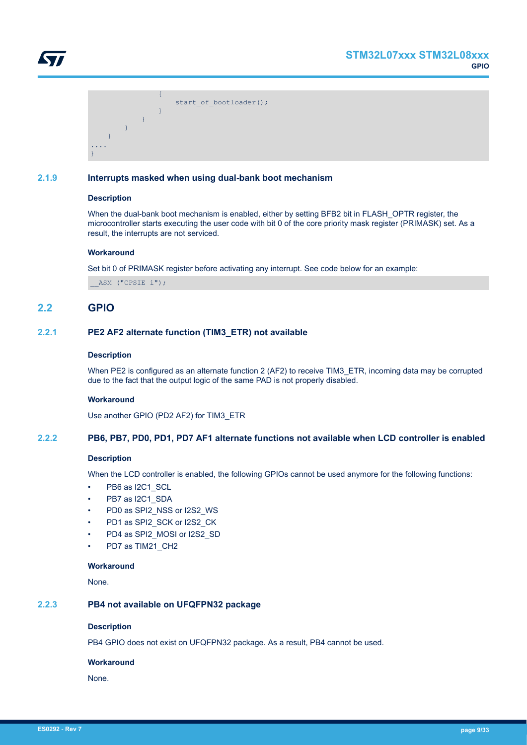```
                {
                    start_of_bootloader();
                }
            }
        }
    }
....
}
```

### 2.1.9 Interrupts masked when using dual-bank boot mechanism

**Description**

When the dual-bank boot mechanism is enabled, either by setting BFB2 bit in FLASH_OPTR register, the microcontroller starts executing the user code with bit 0 of the core priority mask register (PRIMASK) set. As a result, the interrupts are not serviced.

**Workaround**

Set bit 0 of PRIMASK register before activating any interrupt. See code below for an example:

```
__ASM ("CPSIE i");
```

## 2.2 GPIO

### 2.2.1 PE2 AF2 alternate function (TIM3_ETR) not available

**Description**

When PE2 is configured as an alternate function 2 (AF2) to receive TIM3_ETR, incoming data may be corrupted due to the fact that the output logic of the same PAD is not properly disabled.

**Workaround**

Use another GPIO (PD2 AF2) for TIM3_ETR

### 2.2.2 PB6, PB7, PD0, PD1, PD7 AF1 alternate functions not available when LCD controller is enabled

**Description**

When the LCD controller is enabled, the following GPIOs cannot be used anymore for the following functions:

- PB6 as I2C1_SCL
- PB7 as I2C1_SDA
- PD0 as SPI2_NSS or I2S2_WS
- PD1 as SPI2_SCK or I2S2_CK
- PD4 as SPI2_MOSI or I2S2_SD
- PD7 as TIM21_CH2

**Workaround**

None.

### 2.2.3 PB4 not available on UFQFPN32 package

**Description**

PB4 GPIO does not exist on UFQFPN32 package. As a result, PB4 cannot be used.

**Workaround**

None.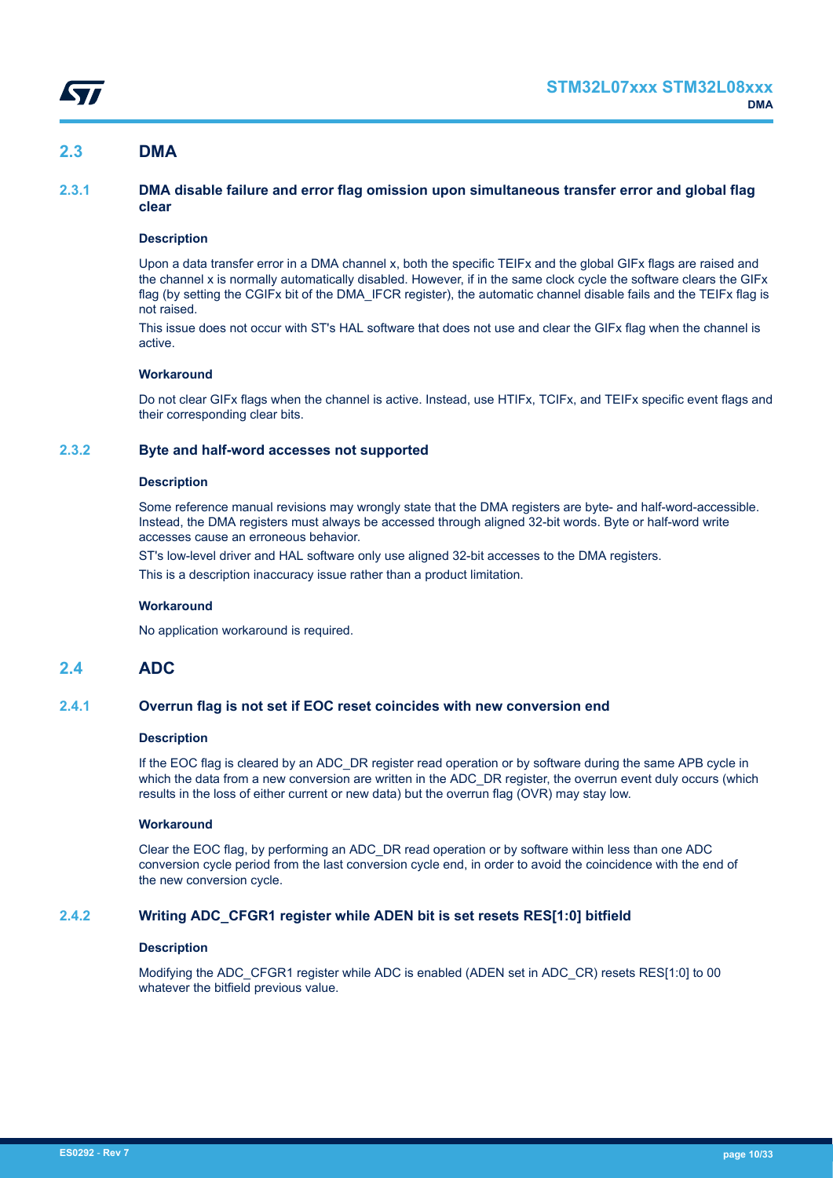## 2.3 DMA

### 2.3.1 DMA disable failure and error flag omission upon simultaneous transfer error and global flag clear

#### Description

Upon a data transfer error in a DMA channel x, both the specific TEIFx and the global GIFx flags are raised and the channel x is normally automatically disabled. However, if in the same clock cycle the software clears the GIFx flag (by setting the CGIFx bit of the DMA_IFCR register), the automatic channel disable fails and the TEIFx flag is not raised.

This issue does not occur with ST's HAL software that does not use and clear the GIFx flag when the channel is active.

#### Workaround

Do not clear GIFx flags when the channel is active. Instead, use HTIFx, TCIFx, and TEIFx specific event flags and their corresponding clear bits.

### 2.3.2 Byte and half-word accesses not supported

#### Description

Some reference manual revisions may wrongly state that the DMA registers are byte- and half-word-accessible. Instead, the DMA registers must always be accessed through aligned 32-bit words. Byte or half-word write accesses cause an erroneous behavior.

ST's low-level driver and HAL software only use aligned 32-bit accesses to the DMA registers.

This is a description inaccuracy issue rather than a product limitation.

#### Workaround

No application workaround is required.

## 2.4 ADC

### 2.4.1 Overrun flag is not set if EOC reset coincides with new conversion end

#### Description

If the EOC flag is cleared by an ADC_DR register read operation or by software during the same APB cycle in which the data from a new conversion are written in the ADC_DR register, the overrun event duly occurs (which results in the loss of either current or new data) but the overrun flag (OVR) may stay low.

#### Workaround

Clear the EOC flag, by performing an ADC_DR read operation or by software within less than one ADC conversion cycle period from the last conversion cycle end, in order to avoid the coincidence with the end of the new conversion cycle.

### 2.4.2 Writing ADC_CFGR1 register while ADEN bit is set resets RES[1:0] bitfield

#### Description

Modifying the ADC_CFGR1 register while ADC is enabled (ADEN set in ADC_CR) resets RES[1:0] to 00 whatever the bitfield previous value.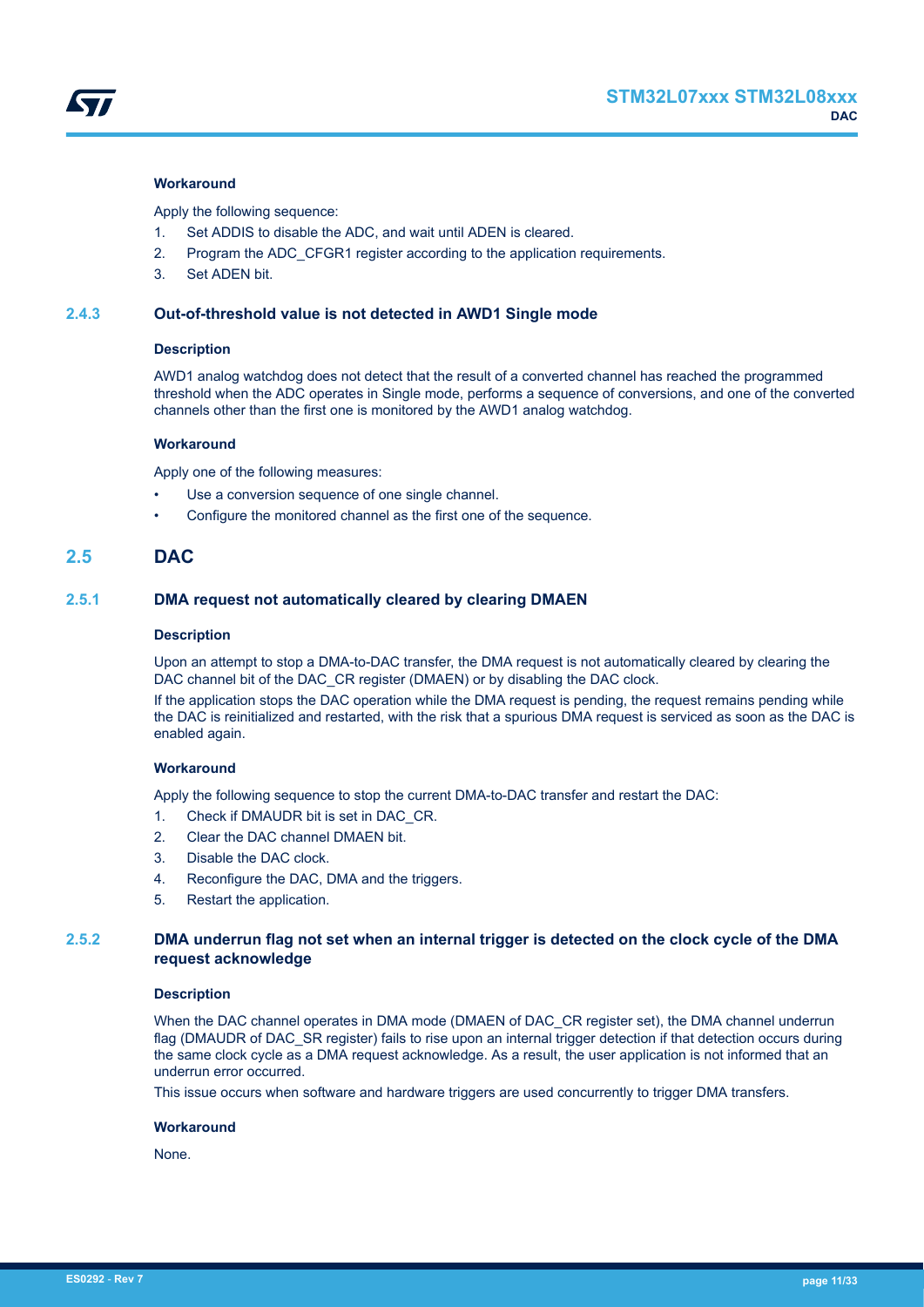#### Workaround

Apply the following sequence:

1. Set ADDIS to disable the ADC, and wait until ADEN is cleared.
2. Program the ADC_CFGR1 register according to the application requirements.
3. Set ADEN bit.

### 2.4.3 Out-of-threshold value is not detected in AWD1 Single mode

#### Description

AWD1 analog watchdog does not detect that the result of a converted channel has reached the programmed threshold when the ADC operates in Single mode, performs a sequence of conversions, and one of the converted channels other than the first one is monitored by the AWD1 analog watchdog.

#### Workaround

Apply one of the following measures:

- Use a conversion sequence of one single channel.
- Configure the monitored channel as the first one of the sequence.

## 2.5 DAC

### 2.5.1 DMA request not automatically cleared by clearing DMAEN

#### Description

Upon an attempt to stop a DMA-to-DAC transfer, the DMA request is not automatically cleared by clearing the DAC channel bit of the DAC_CR register (DMAEN) or by disabling the DAC clock.

If the application stops the DAC operation while the DMA request is pending, the request remains pending while the DAC is reinitialized and restarted, with the risk that a spurious DMA request is serviced as soon as the DAC is enabled again.

#### Workaround

Apply the following sequence to stop the current DMA-to-DAC transfer and restart the DAC:

1. Check if DMAUDR bit is set in DAC_CR.
2. Clear the DAC channel DMAEN bit.
3. Disable the DAC clock.
4. Reconfigure the DAC, DMA and the triggers.
5. Restart the application.

### 2.5.2 DMA underrun flag not set when an internal trigger is detected on the clock cycle of the DMA request acknowledge

#### Description

When the DAC channel operates in DMA mode (DMAEN of DAC_CR register set), the DMA channel underrun flag (DMAUDR of DAC_SR register) fails to rise upon an internal trigger detection if that detection occurs during the same clock cycle as a DMA request acknowledge. As a result, the user application is not informed that an underrun error occurred.

This issue occurs when software and hardware triggers are used concurrently to trigger DMA transfers.

#### Workaround

None.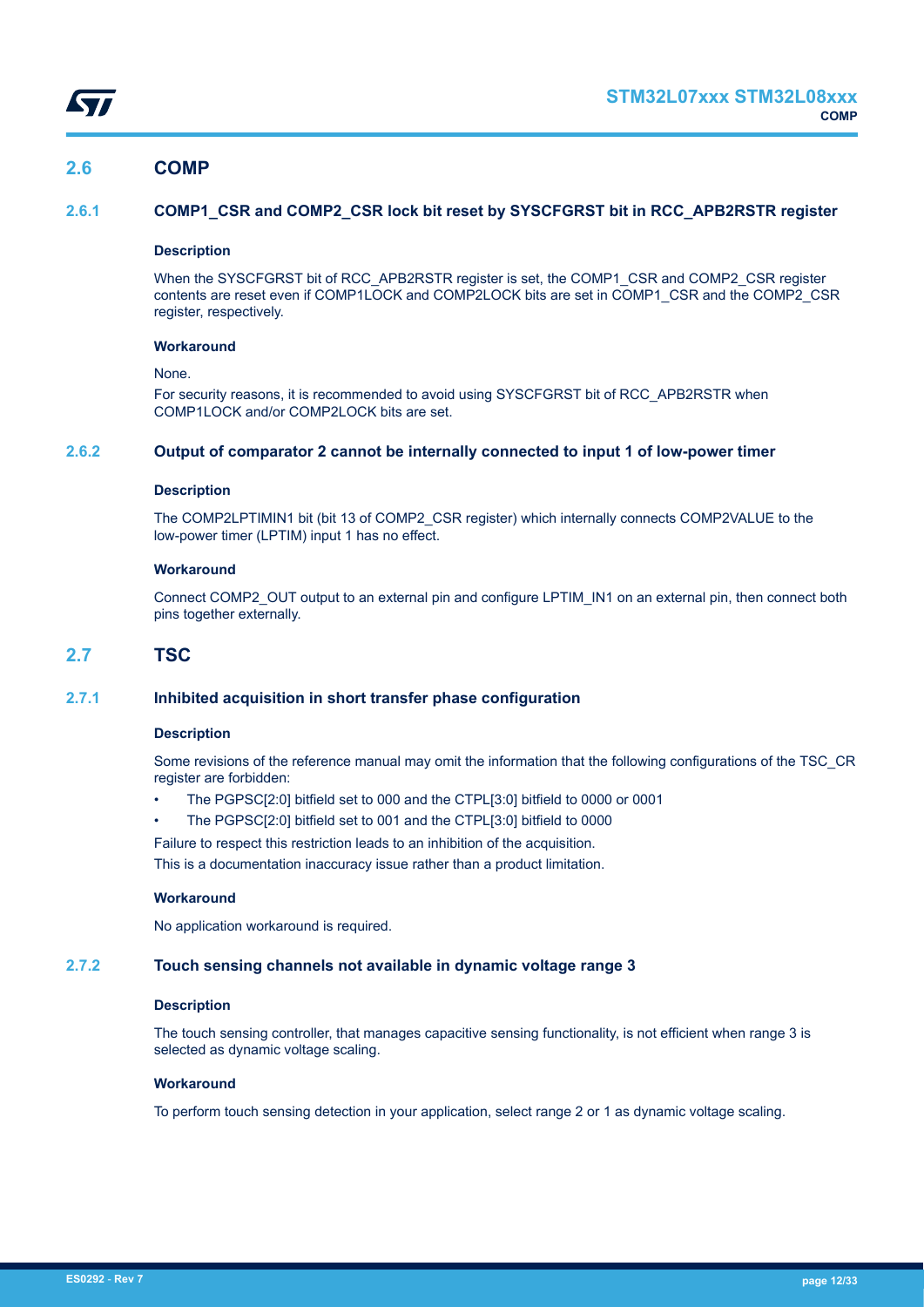## 2.6 COMP

### 2.6.1 COMP1_CSR and COMP2_CSR lock bit reset by SYSCFGRST bit in RCC_APB2RSTR register

#### Description

When the SYSCFGRST bit of RCC_APB2RSTR register is set, the COMP1_CSR and COMP2_CSR register contents are reset even if COMP1LOCK and COMP2LOCK bits are set in COMP1_CSR and the COMP2_CSR register, respectively.

#### Workaround

None.

For security reasons, it is recommended to avoid using SYSCFGRST bit of RCC_APB2RSTR when COMP1LOCK and/or COMP2LOCK bits are set.

### 2.6.2 Output of comparator 2 cannot be internally connected to input 1 of low-power timer

#### Description

The COMP2LPTIMIN1 bit (bit 13 of COMP2_CSR register) which internally connects COMP2VALUE to the low-power timer (LPTIM) input 1 has no effect.

#### Workaround

Connect COMP2_OUT output to an external pin and configure LPTIM_IN1 on an external pin, then connect both pins together externally.

## 2.7 TSC

### 2.7.1 Inhibited acquisition in short transfer phase configuration

#### Description

Some revisions of the reference manual may omit the information that the following configurations of the TSC_CR register are forbidden:

- The PGPSC[2:0] bitfield set to 000 and the CTPL[3:0] bitfield to 0000 or 0001
- The PGPSC[2:0] bitfield set to 001 and the CTPL[3:0] bitfield to 0000

Failure to respect this restriction leads to an inhibition of the acquisition.

This is a documentation inaccuracy issue rather than a product limitation.

#### Workaround

No application workaround is required.

### 2.7.2 Touch sensing channels not available in dynamic voltage range 3

#### Description

The touch sensing controller, that manages capacitive sensing functionality, is not efficient when range 3 is selected as dynamic voltage scaling.

#### Workaround

To perform touch sensing detection in your application, select range 2 or 1 as dynamic voltage scaling.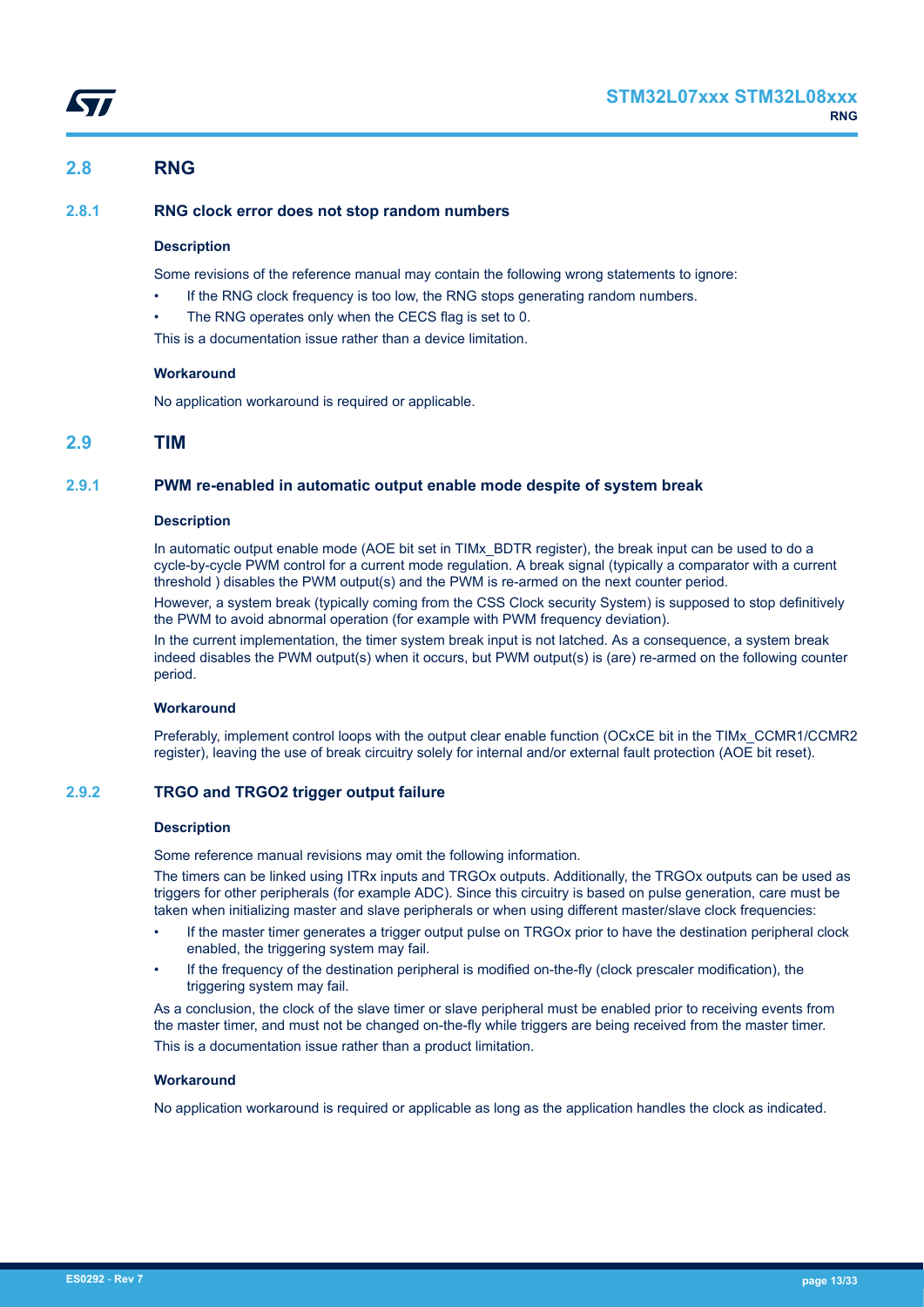## 2.8 RNG

### 2.8.1 RNG clock error does not stop random numbers

#### Description

Some revisions of the reference manual may contain the following wrong statements to ignore:

- If the RNG clock frequency is too low, the RNG stops generating random numbers.
- The RNG operates only when the CECS flag is set to 0.

This is a documentation issue rather than a device limitation.

#### Workaround

No application workaround is required or applicable.

## 2.9 TIM

### 2.9.1 PWM re-enabled in automatic output enable mode despite of system break

#### Description

In automatic output enable mode (AOE bit set in TIMx_BDTR register), the break input can be used to do a cycle-by-cycle PWM control for a current mode regulation. A break signal (typically a comparator with a current threshold ) disables the PWM output(s) and the PWM is re-armed on the next counter period.

However, a system break (typically coming from the CSS Clock security System) is supposed to stop definitively the PWM to avoid abnormal operation (for example with PWM frequency deviation).

In the current implementation, the timer system break input is not latched. As a consequence, a system break indeed disables the PWM output(s) when it occurs, but PWM output(s) is (are) re-armed on the following counter period.

#### Workaround

Preferably, implement control loops with the output clear enable function (OCxCE bit in the TIMx_CCMR1/CCMR2 register), leaving the use of break circuitry solely for internal and/or external fault protection (AOE bit reset).

### 2.9.2 TRGO and TRGO2 trigger output failure

#### Description

Some reference manual revisions may omit the following information.

The timers can be linked using ITRx inputs and TRGOx outputs. Additionally, the TRGOx outputs can be used as triggers for other peripherals (for example ADC). Since this circuitry is based on pulse generation, care must be taken when initializing master and slave peripherals or when using different master/slave clock frequencies:

- If the master timer generates a trigger output pulse on TRGOx prior to have the destination peripheral clock enabled, the triggering system may fail.
- If the frequency of the destination peripheral is modified on-the-fly (clock prescaler modification), the triggering system may fail.

As a conclusion, the clock of the slave timer or slave peripheral must be enabled prior to receiving events from the master timer, and must not be changed on-the-fly while triggers are being received from the master timer.

This is a documentation issue rather than a product limitation.

#### Workaround

No application workaround is required or applicable as long as the application handles the clock as indicated.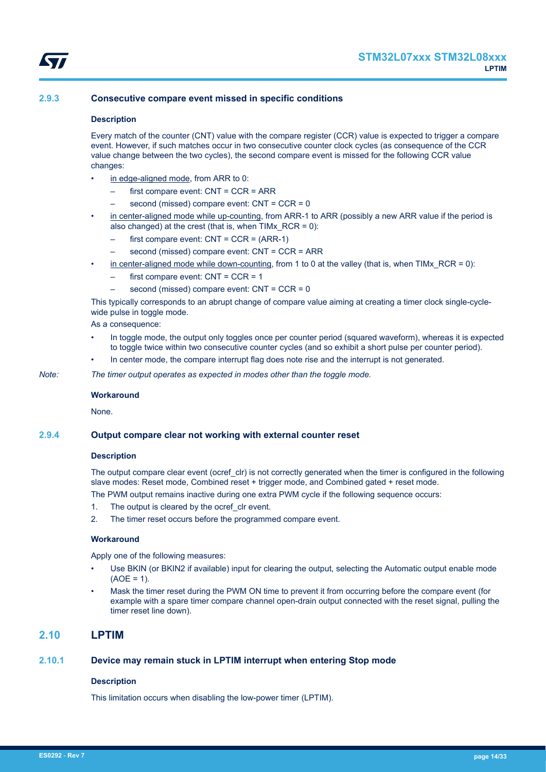### 2.9.3 Consecutive compare event missed in specific conditions

**Description**

Every match of the counter (CNT) value with the compare register (CCR) value is expected to trigger a compare event. However, if such matches occur in two consecutive counter clock cycles (as consequence of the CCR value change between the two cycles), the second compare event is missed for the following CCR value changes:

- in edge-aligned mode, from ARR to 0:
  – first compare event: CNT = CCR = ARR
  – second (missed) compare event: CNT = CCR = 0
- in center-aligned mode while up-counting, from ARR-1 to ARR (possibly a new ARR value if the period is also changed) at the crest (that is, when TIMx_RCR = 0):
  – first compare event: CNT = CCR = (ARR-1)
  – second (missed) compare event: CNT = CCR = ARR
- in center-aligned mode while down-counting, from 1 to 0 at the valley (that is, when TIMx_RCR = 0):
  – first compare event: CNT = CCR = 1
  – second (missed) compare event: CNT = CCR = 0

This typically corresponds to an abrupt change of compare value aiming at creating a timer clock single-cycle-wide pulse in toggle mode.

As a consequence:

- In toggle mode, the output only toggles once per counter period (squared waveform), whereas it is expected to toggle twice within two consecutive counter clock cycles (and so exhibit a short pulse per counter period).
- In center mode, the compare interrupt flag does note rise and the interrupt is not generated.

*Note: The timer output operates as expected in modes other than the toggle mode.*

**Workaround**

None.

### 2.9.4 Output compare clear not working with external counter reset

**Description**

The output compare clear event (ocref_clr) is not correctly generated when the timer is configured in the following slave modes: Reset mode, Combined reset + trigger mode, and Combined gated + reset mode.

The PWM output remains inactive during one extra PWM cycle if the following sequence occurs:

1. The output is cleared by the ocref_clr event.
2. The timer reset occurs before the programmed compare event.

**Workaround**

Apply one of the following measures:

- Use BKIN (or BKIN2 if available) input for clearing the output, selecting the Automatic output enable mode (AOE = 1).
- Mask the timer reset during the PWM ON time to prevent it from occurring before the compare event (for example with a spare timer compare channel open-drain output connected with the reset signal, pulling the timer reset line down).

## 2.10 LPTIM

### 2.10.1 Device may remain stuck in LPTIM interrupt when entering Stop mode

**Description**

This limitation occurs when disabling the low-power timer (LPTIM).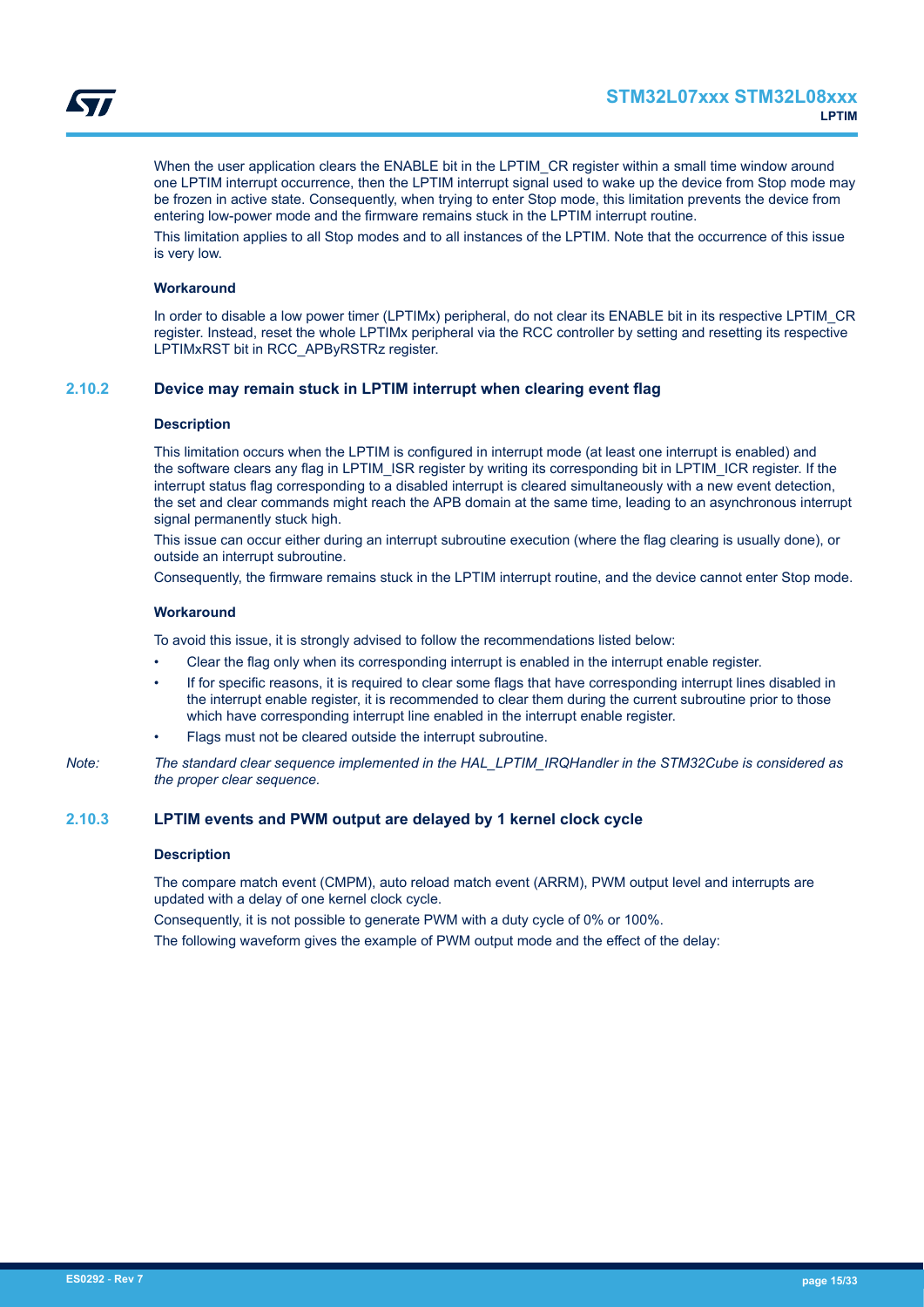When the user application clears the ENABLE bit in the LPTIM_CR register within a small time window around one LPTIM interrupt occurrence, then the LPTIM interrupt signal used to wake up the device from Stop mode may be frozen in active state. Consequently, when trying to enter Stop mode, this limitation prevents the device from entering low-power mode and the firmware remains stuck in the LPTIM interrupt routine.

This limitation applies to all Stop modes and to all instances of the LPTIM. Note that the occurrence of this issue is very low.

#### Workaround

In order to disable a low power timer (LPTIMx) peripheral, do not clear its ENABLE bit in its respective LPTIM_CR register. Instead, reset the whole LPTIMx peripheral via the RCC controller by setting and resetting its respective LPTIMxRST bit in RCC_APByRSTRz register.

### 2.10.2 Device may remain stuck in LPTIM interrupt when clearing event flag

#### Description

This limitation occurs when the LPTIM is configured in interrupt mode (at least one interrupt is enabled) and the software clears any flag in LPTIM_ISR register by writing its corresponding bit in LPTIM_ICR register. If the interrupt status flag corresponding to a disabled interrupt is cleared simultaneously with a new event detection, the set and clear commands might reach the APB domain at the same time, leading to an asynchronous interrupt signal permanently stuck high.

This issue can occur either during an interrupt subroutine execution (where the flag clearing is usually done), or outside an interrupt subroutine.

Consequently, the firmware remains stuck in the LPTIM interrupt routine, and the device cannot enter Stop mode.

#### Workaround

To avoid this issue, it is strongly advised to follow the recommendations listed below:

- Clear the flag only when its corresponding interrupt is enabled in the interrupt enable register.
- If for specific reasons, it is required to clear some flags that have corresponding interrupt lines disabled in the interrupt enable register, it is recommended to clear them during the current subroutine prior to those which have corresponding interrupt line enabled in the interrupt enable register.
- Flags must not be cleared outside the interrupt subroutine.

*Note: The standard clear sequence implemented in the HAL_LPTIM_IRQHandler in the STM32Cube is considered as the proper clear sequence.*

### 2.10.3 LPTIM events and PWM output are delayed by 1 kernel clock cycle

#### Description

The compare match event (CMPM), auto reload match event (ARRM), PWM output level and interrupts are updated with a delay of one kernel clock cycle.

Consequently, it is not possible to generate PWM with a duty cycle of 0% or 100%.

The following waveform gives the example of PWM output mode and the effect of the delay: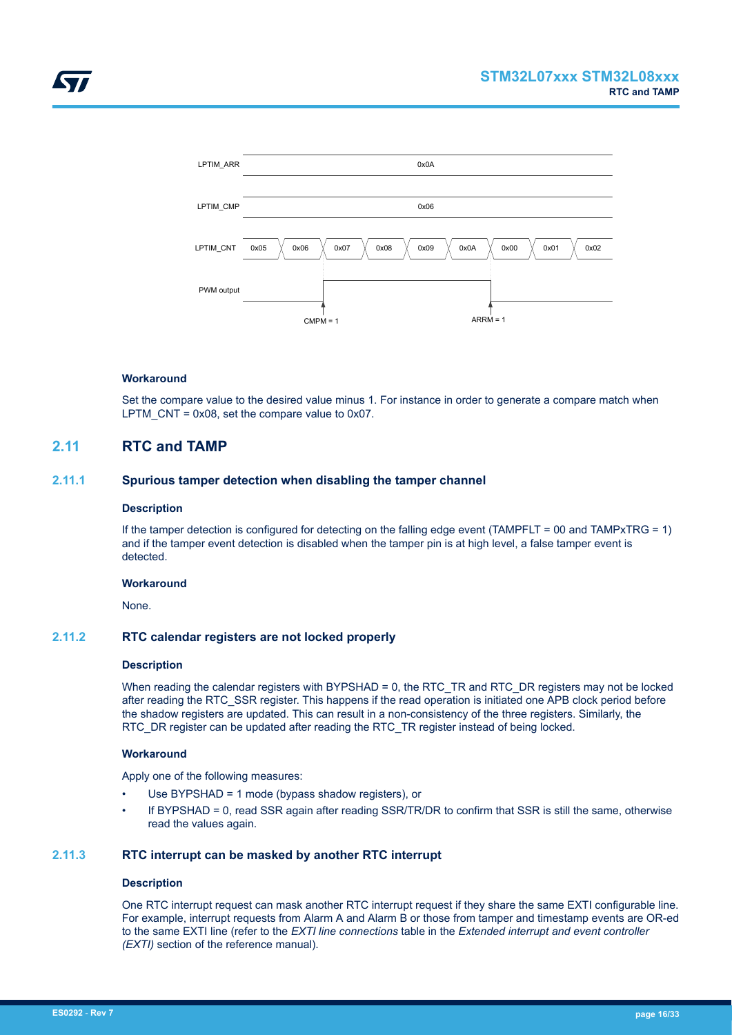LPTIM_ARR 0x0A

LPTIM_CMP 0x06

LPTIM_CNT 0x05 0x06 0x07 0x08 0x09 0x0A 0x00 0x01 0x02

PWM output

CMPM = 1 ARRM = 1

#### Workaround

Set the compare value to the desired value minus 1. For instance in order to generate a compare match when LPTM_CNT = 0x08, set the compare value to 0x07.

## 2.11 RTC and TAMP

### 2.11.1 Spurious tamper detection when disabling the tamper channel

#### Description

If the tamper detection is configured for detecting on the falling edge event (TAMPFLT = 00 and TAMPxTRG = 1) and if the tamper event detection is disabled when the tamper pin is at high level, a false tamper event is detected.

#### Workaround

None.

### 2.11.2 RTC calendar registers are not locked properly

#### Description

When reading the calendar registers with BYPSHAD = 0, the RTC_TR and RTC_DR registers may not be locked after reading the RTC_SSR register. This happens if the read operation is initiated one APB clock period before the shadow registers are updated. This can result in a non-consistency of the three registers. Similarly, the RTC_DR register can be updated after reading the RTC_TR register instead of being locked.

#### Workaround

Apply one of the following measures:

- Use BYPSHAD = 1 mode (bypass shadow registers), or
- If BYPSHAD = 0, read SSR again after reading SSR/TR/DR to confirm that SSR is still the same, otherwise read the values again.

### 2.11.3 RTC interrupt can be masked by another RTC interrupt

#### Description

One RTC interrupt request can mask another RTC interrupt request if they share the same EXTI configurable line. For example, interrupt requests from Alarm A and Alarm B or those from tamper and timestamp events are OR-ed to the same EXTI line (refer to the *EXTI line connections* table in the *Extended interrupt and event controller (EXTI)* section of the reference manual).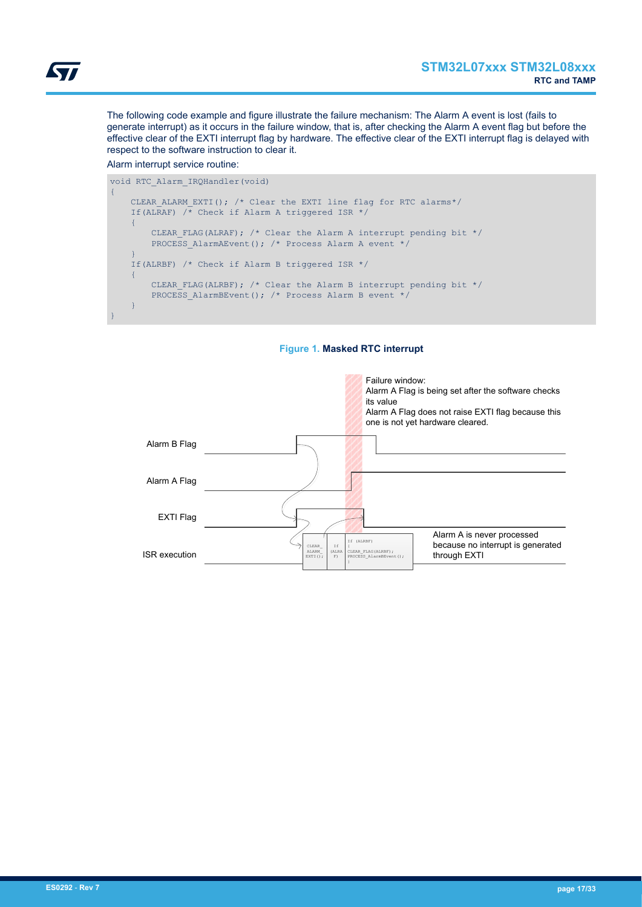The following code example and figure illustrate the failure mechanism: The Alarm A event is lost (fails to generate interrupt) as it occurs in the failure window, that is, after checking the Alarm A event flag but before the effective clear of the EXTI interrupt flag by hardware. The effective clear of the EXTI interrupt flag is delayed with respect to the software instruction to clear it.

Alarm interrupt service routine:

```
void RTC_Alarm_IRQHandler(void)
{
    CLEAR_ALARM_EXTI(); /* Clear the EXTI line flag for RTC alarms*/
    If(ALRAF) /* Check if Alarm A triggered ISR */
    {
        CLEAR_FLAG(ALRAF); /* Clear the Alarm A interrupt pending bit */
        PROCESS_AlarmAEvent(); /* Process Alarm A event */
    }
    If(ALRBF) /* Check if Alarm B triggered ISR */
    {
        CLEAR_FLAG(ALRBF); /* Clear the Alarm B interrupt pending bit */
        PROCESS_AlarmBEvent(); /* Process Alarm B event */
    }
}
```

**Figure 1. Masked RTC interrupt**

Failure window:
Alarm A Flag is being set after the software checks its value
Alarm A Flag does not raise EXTI flag because this one is not yet hardware cleared.

Alarm B Flag

Alarm A Flag

EXTI Flag

ISR execution

CLEAR_ALARM_EXTI(); | If (ALRAF) | If (ALRBF) { CLEAR_FLAG(ALRBF); PROCESS_AlarmBEvent(); }

Alarm A is never processed because no interrupt is generated through EXTI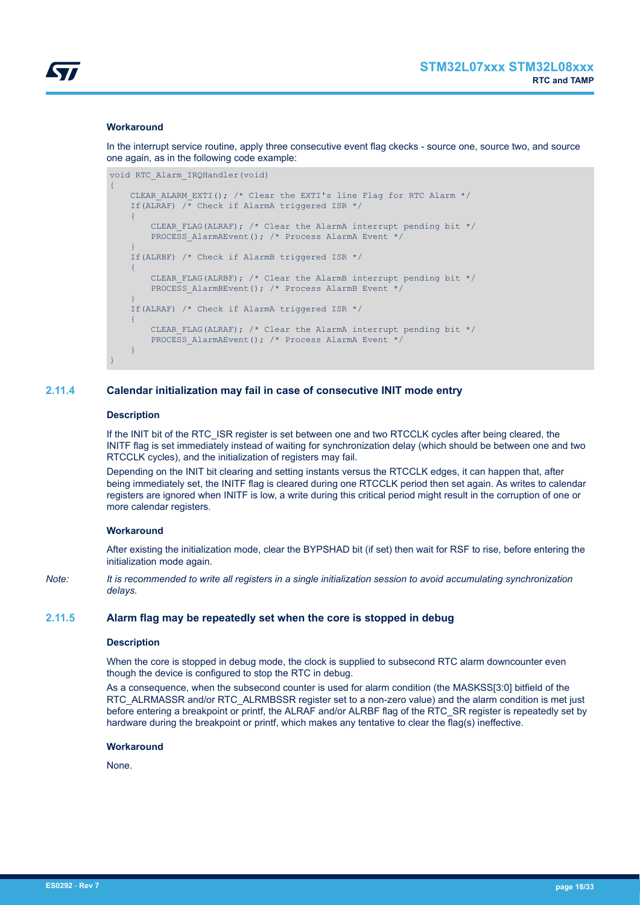#### Workaround

In the interrupt service routine, apply three consecutive event flag ckecks - source one, source two, and source one again, as in the following code example:

```
void RTC_Alarm_IRQHandler(void)
{
    CLEAR_ALARM_EXTI(); /* Clear the EXTI's line Flag for RTC Alarm */
    If(ALRAF) /* Check if AlarmA triggered ISR */
    {
        CLEAR_FLAG(ALRAF); /* Clear the AlarmA interrupt pending bit */
        PROCESS_AlarmAEvent(); /* Process AlarmA Event */
    }
    If(ALRBF) /* Check if AlarmB triggered ISR */
    {
        CLEAR_FLAG(ALRBF); /* Clear the AlarmB interrupt pending bit */
        PROCESS_AlarmBEvent(); /* Process AlarmB Event */
    }
    If(ALRAF) /* Check if AlarmA triggered ISR */
    {
        CLEAR_FLAG(ALRAF); /* Clear the AlarmA interrupt pending bit */
        PROCESS_AlarmAEvent(); /* Process AlarmA Event */
    }
}
```

### 2.11.4 Calendar initialization may fail in case of consecutive INIT mode entry

#### Description

If the INIT bit of the RTC_ISR register is set between one and two RTCCLK cycles after being cleared, the INITF flag is set immediately instead of waiting for synchronization delay (which should be between one and two RTCCLK cycles), and the initialization of registers may fail.

Depending on the INIT bit clearing and setting instants versus the RTCCLK edges, it can happen that, after being immediately set, the INITF flag is cleared during one RTCCLK period then set again. As writes to calendar registers are ignored when INITF is low, a write during this critical period might result in the corruption of one or more calendar registers.

#### Workaround

After existing the initialization mode, clear the BYPSHAD bit (if set) then wait for RSF to rise, before entering the initialization mode again.

*Note: It is recommended to write all registers in a single initialization session to avoid accumulating synchronization delays.*

### 2.11.5 Alarm flag may be repeatedly set when the core is stopped in debug

#### Description

When the core is stopped in debug mode, the clock is supplied to subsecond RTC alarm downcounter even though the device is configured to stop the RTC in debug.

As a consequence, when the subsecond counter is used for alarm condition (the MASKSS[3:0] bitfield of the RTC_ALRMASSR and/or RTC_ALRMBSSR register set to a non-zero value) and the alarm condition is met just before entering a breakpoint or printf, the ALRAF and/or ALRBF flag of the RTC_SR register is repeatedly set by hardware during the breakpoint or printf, which makes any tentative to clear the flag(s) ineffective.

#### Workaround

None.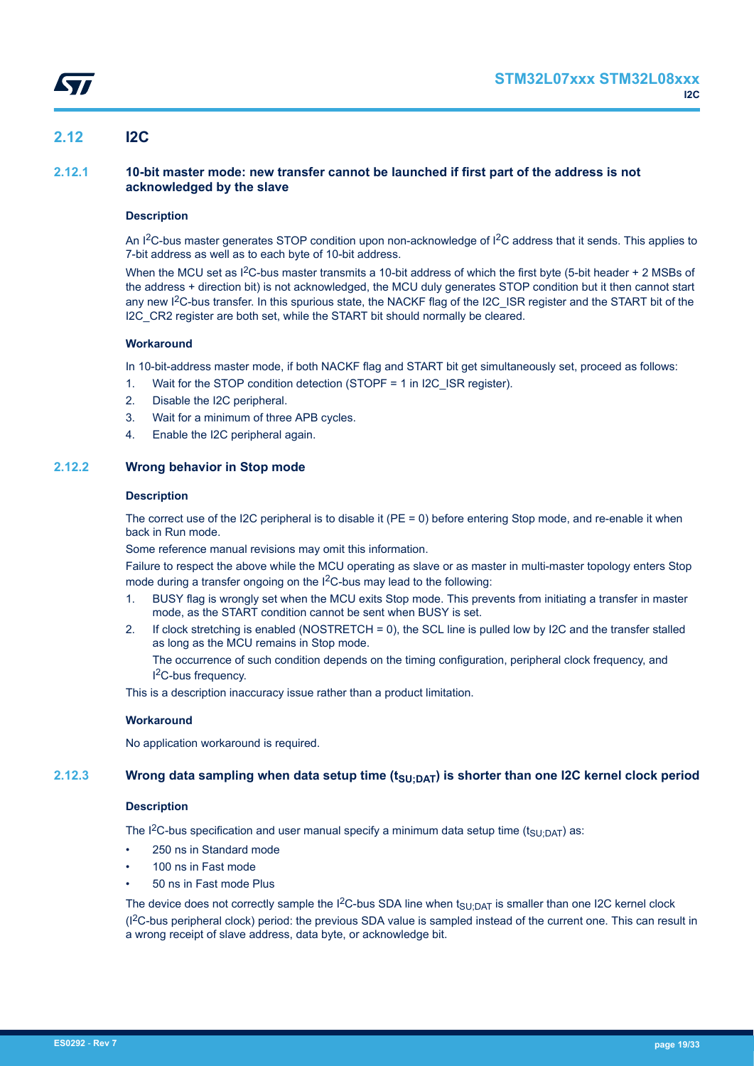## 2.12 I2C

### 2.12.1 10-bit master mode: new transfer cannot be launched if first part of the address is not acknowledged by the slave

**Description**

An $I^2C$-bus master generates STOP condition upon non-acknowledge of $I^2C$ address that it sends. This applies to 7-bit address as well as to each byte of 10-bit address.

When the MCU set as $I^2C$-bus master transmits a 10-bit address of which the first byte (5-bit header + 2 MSBs of the address + direction bit) is not acknowledged, the MCU duly generates STOP condition but it then cannot start any new $I^2C$-bus transfer. In this spurious state, the NACKF flag of the I2C_ISR register and the START bit of the I2C_CR2 register are both set, while the START bit should normally be cleared.

**Workaround**

In 10-bit-address master mode, if both NACKF flag and START bit get simultaneously set, proceed as follows:

1. Wait for the STOP condition detection (STOPF = 1 in I2C_ISR register).
2. Disable the I2C peripheral.
3. Wait for a minimum of three APB cycles.
4. Enable the I2C peripheral again.

### 2.12.2 Wrong behavior in Stop mode

**Description**

The correct use of the I2C peripheral is to disable it (PE = 0) before entering Stop mode, and re-enable it when back in Run mode.

Some reference manual revisions may omit this information.

Failure to respect the above while the MCU operating as slave or as master in multi-master topology enters Stop mode during a transfer ongoing on the $I^2C$-bus may lead to the following:

1. BUSY flag is wrongly set when the MCU exits Stop mode. This prevents from initiating a transfer in master mode, as the START condition cannot be sent when BUSY is set.
2. If clock stretching is enabled (NOSTRETCH = 0), the SCL line is pulled low by I2C and the transfer stalled as long as the MCU remains in Stop mode.

   The occurrence of such condition depends on the timing configuration, peripheral clock frequency, and $I^2C$-bus frequency.

This is a description inaccuracy issue rather than a product limitation.

**Workaround**

No application workaround is required.

### 2.12.3 Wrong data sampling when data setup time ($t_{SU;DAT}$) is shorter than one I2C kernel clock period

**Description**

The $I^2C$-bus specification and user manual specify a minimum data setup time ($t_{SU;DAT}$) as:

- 250 ns in Standard mode
- 100 ns in Fast mode
- 50 ns in Fast mode Plus

The device does not correctly sample the $I^2C$-bus SDA line when $t_{SU;DAT}$ is smaller than one I2C kernel clock ($I^2C$-bus peripheral clock) period: the previous SDA value is sampled instead of the current one. This can result in a wrong receipt of slave address, data byte, or acknowledge bit.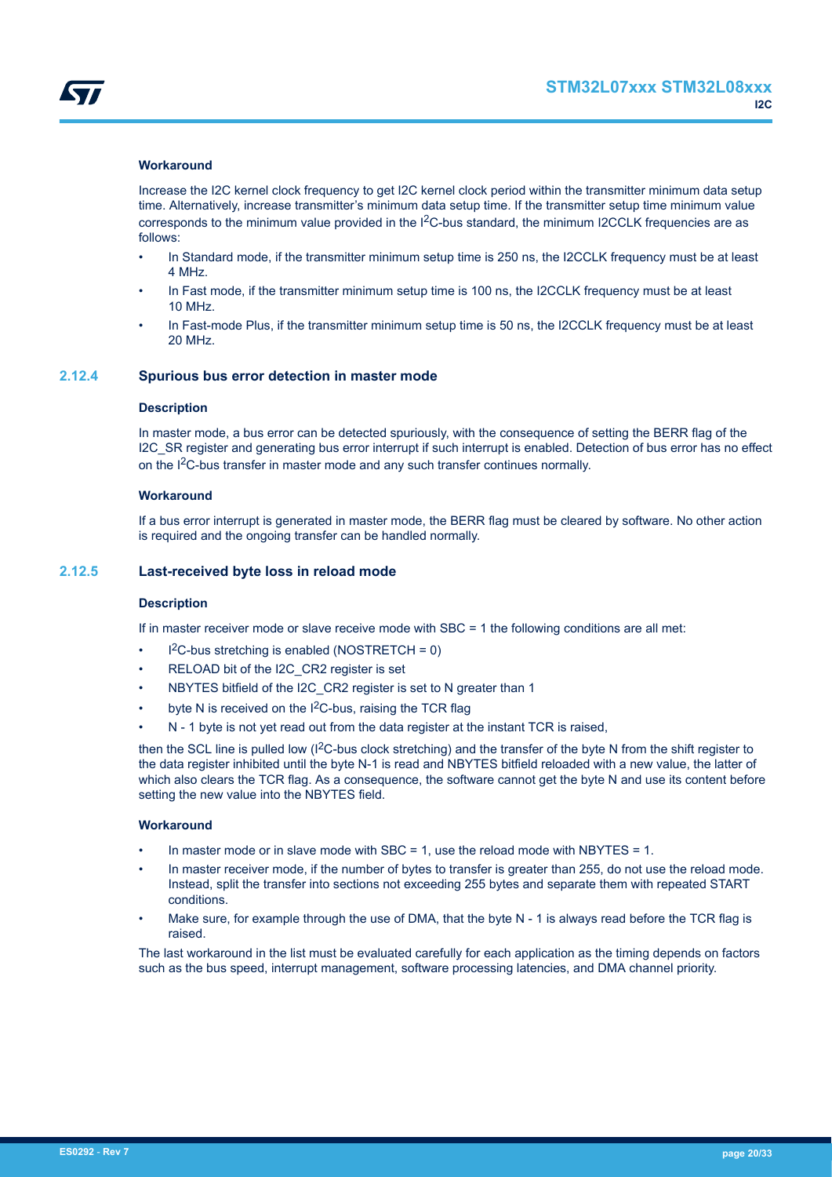#### Workaround

Increase the I2C kernel clock frequency to get I2C kernel clock period within the transmitter minimum data setup time. Alternatively, increase transmitter's minimum data setup time. If the transmitter setup time minimum value corresponds to the minimum value provided in the $I^2C$-bus standard, the minimum I2CCLK frequencies are as follows:

- In Standard mode, if the transmitter minimum setup time is 250 ns, the I2CCLK frequency must be at least 4 MHz.
- In Fast mode, if the transmitter minimum setup time is 100 ns, the I2CCLK frequency must be at least 10 MHz.
- In Fast-mode Plus, if the transmitter minimum setup time is 50 ns, the I2CCLK frequency must be at least 20 MHz.

### 2.12.4 Spurious bus error detection in master mode

#### Description

In master mode, a bus error can be detected spuriously, with the consequence of setting the BERR flag of the I2C_SR register and generating bus error interrupt if such interrupt is enabled. Detection of bus error has no effect on the $I^2C$-bus transfer in master mode and any such transfer continues normally.

#### Workaround

If a bus error interrupt is generated in master mode, the BERR flag must be cleared by software. No other action is required and the ongoing transfer can be handled normally.

### 2.12.5 Last-received byte loss in reload mode

#### Description

If in master receiver mode or slave receive mode with SBC = 1 the following conditions are all met:

- $I^2C$-bus stretching is enabled (NOSTRETCH = 0)
- RELOAD bit of the I2C_CR2 register is set
- NBYTES bitfield of the I2C_CR2 register is set to N greater than 1
- byte N is received on the $I^2C$-bus, raising the TCR flag
- N - 1 byte is not yet read out from the data register at the instant TCR is raised,

then the SCL line is pulled low ($I^2C$-bus clock stretching) and the transfer of the byte N from the shift register to the data register inhibited until the byte N-1 is read and NBYTES bitfield reloaded with a new value, the latter of which also clears the TCR flag. As a consequence, the software cannot get the byte N and use its content before setting the new value into the NBYTES field.

#### Workaround

- In master mode or in slave mode with SBC = 1, use the reload mode with NBYTES = 1.
- In master receiver mode, if the number of bytes to transfer is greater than 255, do not use the reload mode. Instead, split the transfer into sections not exceeding 255 bytes and separate them with repeated START conditions.
- Make sure, for example through the use of DMA, that the byte N - 1 is always read before the TCR flag is raised.

The last workaround in the list must be evaluated carefully for each application as the timing depends on factors such as the bus speed, interrupt management, software processing latencies, and DMA channel priority.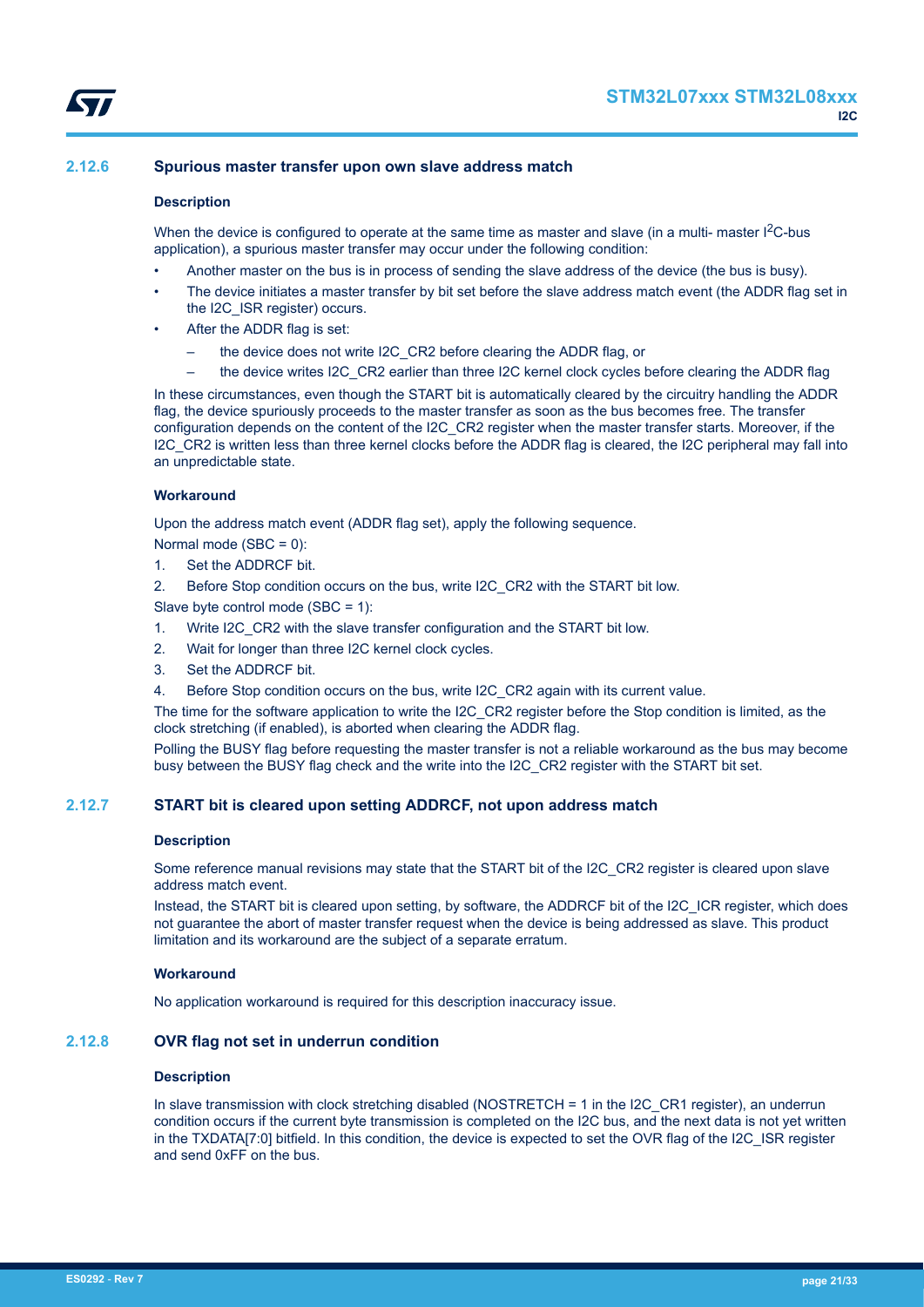### 2.12.6 Spurious master transfer upon own slave address match

#### Description

When the device is configured to operate at the same time as master and slave (in a multi- master I$^2$C-bus application), a spurious master transfer may occur under the following condition:

- Another master on the bus is in process of sending the slave address of the device (the bus is busy).
- The device initiates a master transfer by bit set before the slave address match event (the ADDR flag set in the I2C_ISR register) occurs.
- After the ADDR flag is set:
  - the device does not write I2C_CR2 before clearing the ADDR flag, or
  - the device writes I2C_CR2 earlier than three I2C kernel clock cycles before clearing the ADDR flag

In these circumstances, even though the START bit is automatically cleared by the circuitry handling the ADDR flag, the device spuriously proceeds to the master transfer as soon as the bus becomes free. The transfer configuration depends on the content of the I2C_CR2 register when the master transfer starts. Moreover, if the I2C_CR2 is written less than three kernel clocks before the ADDR flag is cleared, the I2C peripheral may fall into an unpredictable state.

#### Workaround

Upon the address match event (ADDR flag set), apply the following sequence.

Normal mode (SBC = 0):

1. Set the ADDRCF bit.
2. Before Stop condition occurs on the bus, write I2C_CR2 with the START bit low.

Slave byte control mode (SBC = 1):

1. Write I2C_CR2 with the slave transfer configuration and the START bit low.
2. Wait for longer than three I2C kernel clock cycles.
3. Set the ADDRCF bit.
4. Before Stop condition occurs on the bus, write I2C_CR2 again with its current value.

The time for the software application to write the I2C_CR2 register before the Stop condition is limited, as the clock stretching (if enabled), is aborted when clearing the ADDR flag.

Polling the BUSY flag before requesting the master transfer is not a reliable workaround as the bus may become busy between the BUSY flag check and the write into the I2C_CR2 register with the START bit set.

### 2.12.7 START bit is cleared upon setting ADDRCF, not upon address match

#### Description

Some reference manual revisions may state that the START bit of the I2C_CR2 register is cleared upon slave address match event.

Instead, the START bit is cleared upon setting, by software, the ADDRCF bit of the I2C_ICR register, which does not guarantee the abort of master transfer request when the device is being addressed as slave. This product limitation and its workaround are the subject of a separate erratum.

#### Workaround

No application workaround is required for this description inaccuracy issue.

### 2.12.8 OVR flag not set in underrun condition

#### Description

In slave transmission with clock stretching disabled (NOSTRETCH = 1 in the I2C_CR1 register), an underrun condition occurs if the current byte transmission is completed on the I2C bus, and the next data is not yet written in the TXDATA[7:0] bitfield. In this condition, the device is expected to set the OVR flag of the I2C_ISR register and send 0xFF on the bus.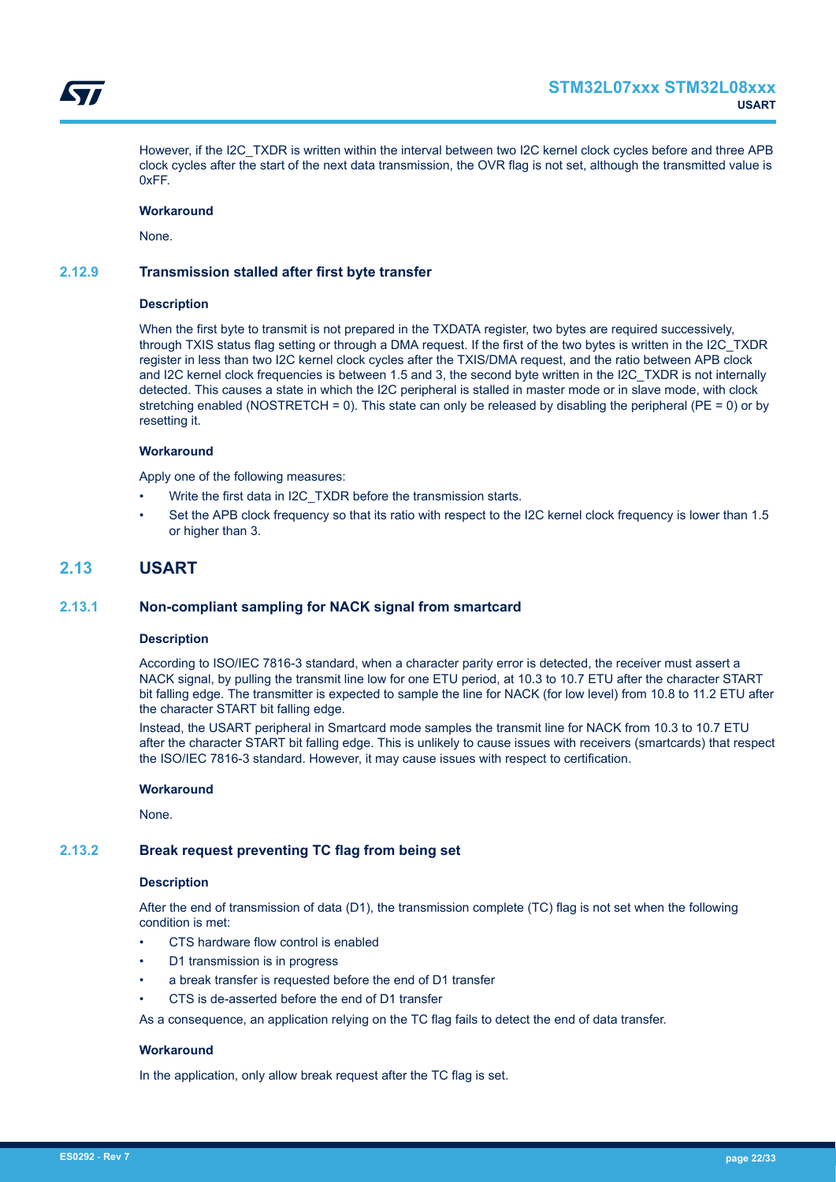However, if the I2C_TXDR is written within the interval between two I2C kernel clock cycles before and three APB clock cycles after the start of the next data transmission, the OVR flag is not set, although the transmitted value is 0xFF.

#### Workaround

None.

### 2.12.9 Transmission stalled after first byte transfer

#### Description

When the first byte to transmit is not prepared in the TXDATA register, two bytes are required successively, through TXIS status flag setting or through a DMA request. If the first of the two bytes is written in the I2C_TXDR register in less than two I2C kernel clock cycles after the TXIS/DMA request, and the ratio between APB clock and I2C kernel clock frequencies is between 1.5 and 3, the second byte written in the I2C_TXDR is not internally detected. This causes a state in which the I2C peripheral is stalled in master mode or in slave mode, with clock stretching enabled (NOSTRETCH = 0). This state can only be released by disabling the peripheral (PE = 0) or by resetting it.

#### Workaround

Apply one of the following measures:

- Write the first data in I2C_TXDR before the transmission starts.
- Set the APB clock frequency so that its ratio with respect to the I2C kernel clock frequency is lower than 1.5 or higher than 3.

## 2.13 USART

### 2.13.1 Non-compliant sampling for NACK signal from smartcard

#### Description

According to ISO/IEC 7816-3 standard, when a character parity error is detected, the receiver must assert a NACK signal, by pulling the transmit line low for one ETU period, at 10.3 to 10.7 ETU after the character START bit falling edge. The transmitter is expected to sample the line for NACK (for low level) from 10.8 to 11.2 ETU after the character START bit falling edge.

Instead, the USART peripheral in Smartcard mode samples the transmit line for NACK from 10.3 to 10.7 ETU after the character START bit falling edge. This is unlikely to cause issues with receivers (smartcards) that respect the ISO/IEC 7816-3 standard. However, it may cause issues with respect to certification.

#### Workaround

None.

### 2.13.2 Break request preventing TC flag from being set

#### Description

After the end of transmission of data (D1), the transmission complete (TC) flag is not set when the following condition is met:

- CTS hardware flow control is enabled
- D1 transmission is in progress
- a break transfer is requested before the end of D1 transfer
- CTS is de-asserted before the end of D1 transfer

As a consequence, an application relying on the TC flag fails to detect the end of data transfer.

#### Workaround

In the application, only allow break request after the TC flag is set.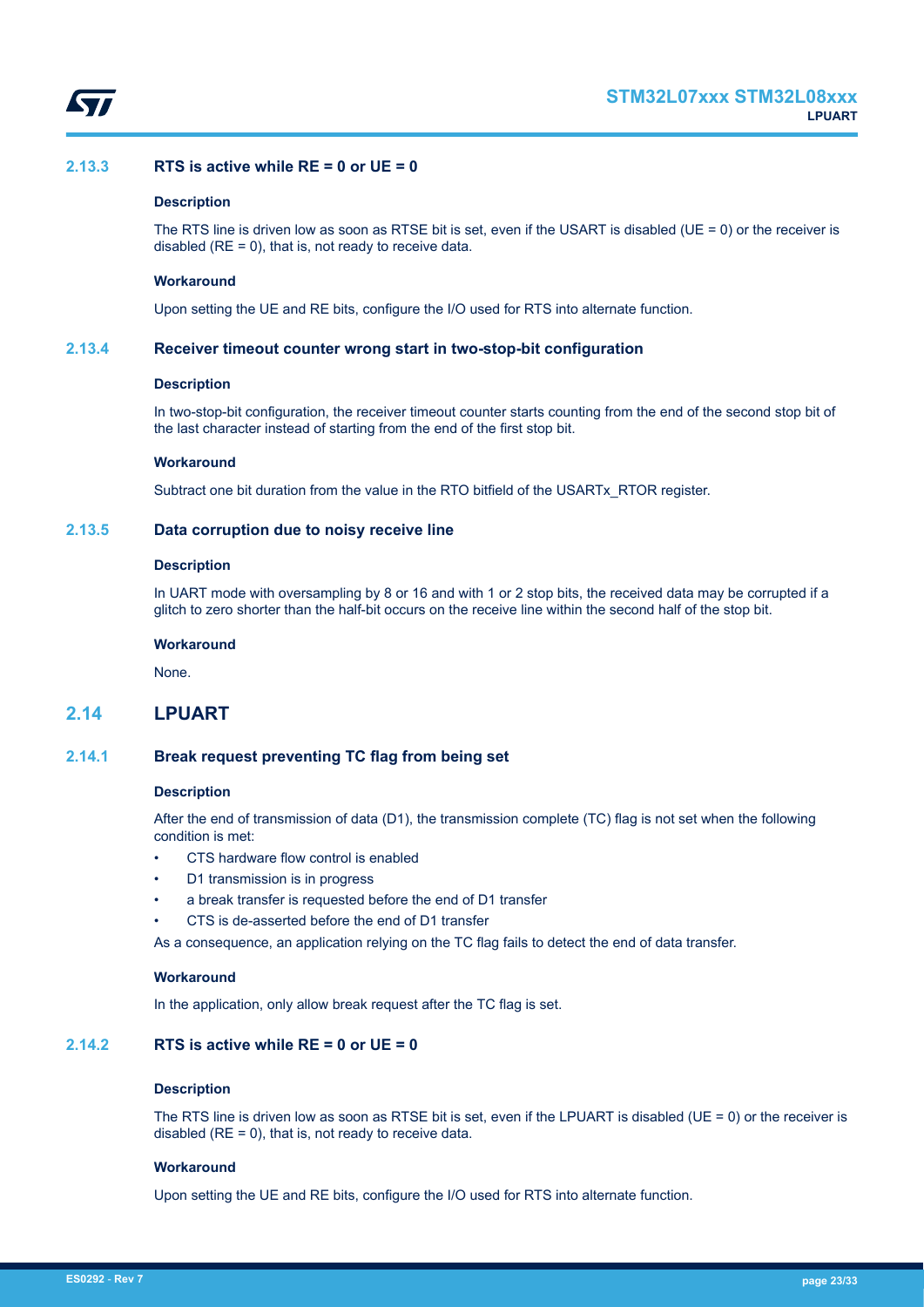### 2.13.3 RTS is active while RE = 0 or UE = 0

**Description**

The RTS line is driven low as soon as RTSE bit is set, even if the USART is disabled (UE = 0) or the receiver is disabled (RE = 0), that is, not ready to receive data.

**Workaround**

Upon setting the UE and RE bits, configure the I/O used for RTS into alternate function.

### 2.13.4 Receiver timeout counter wrong start in two-stop-bit configuration

**Description**

In two-stop-bit configuration, the receiver timeout counter starts counting from the end of the second stop bit of the last character instead of starting from the end of the first stop bit.

**Workaround**

Subtract one bit duration from the value in the RTO bitfield of the USARTx_RTOR register.

### 2.13.5 Data corruption due to noisy receive line

**Description**

In UART mode with oversampling by 8 or 16 and with 1 or 2 stop bits, the received data may be corrupted if a glitch to zero shorter than the half-bit occurs on the receive line within the second half of the stop bit.

**Workaround**

None.

## 2.14 LPUART

### 2.14.1 Break request preventing TC flag from being set

**Description**

After the end of transmission of data (D1), the transmission complete (TC) flag is not set when the following condition is met:

- CTS hardware flow control is enabled
- D1 transmission is in progress
- a break transfer is requested before the end of D1 transfer
- CTS is de-asserted before the end of D1 transfer

As a consequence, an application relying on the TC flag fails to detect the end of data transfer.

**Workaround**

In the application, only allow break request after the TC flag is set.

### 2.14.2 RTS is active while RE = 0 or UE = 0

**Description**

The RTS line is driven low as soon as RTSE bit is set, even if the LPUART is disabled (UE = 0) or the receiver is disabled (RE = 0), that is, not ready to receive data.

**Workaround**

Upon setting the UE and RE bits, configure the I/O used for RTS into alternate function.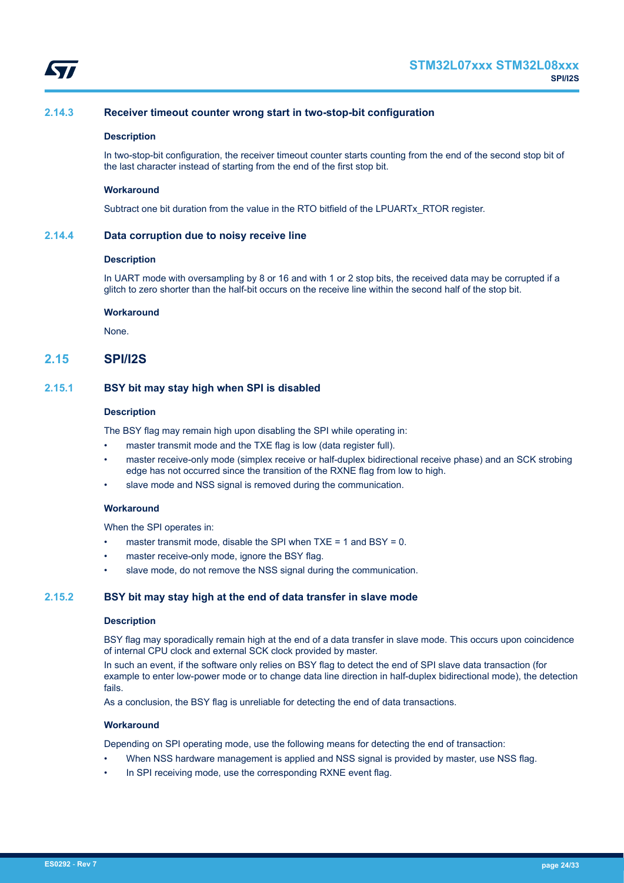### 2.14.3 Receiver timeout counter wrong start in two-stop-bit configuration

**Description**

In two-stop-bit configuration, the receiver timeout counter starts counting from the end of the second stop bit of the last character instead of starting from the end of the first stop bit.

**Workaround**

Subtract one bit duration from the value in the RTO bitfield of the LPUARTx_RTOR register.

### 2.14.4 Data corruption due to noisy receive line

**Description**

In UART mode with oversampling by 8 or 16 and with 1 or 2 stop bits, the received data may be corrupted if a glitch to zero shorter than the half-bit occurs on the receive line within the second half of the stop bit.

**Workaround**

None.

## 2.15 SPI/I2S

### 2.15.1 BSY bit may stay high when SPI is disabled

**Description**

The BSY flag may remain high upon disabling the SPI while operating in:

- master transmit mode and the TXE flag is low (data register full).
- master receive-only mode (simplex receive or half-duplex bidirectional receive phase) and an SCK strobing edge has not occurred since the transition of the RXNE flag from low to high.
- slave mode and NSS signal is removed during the communication.

**Workaround**

When the SPI operates in:

- master transmit mode, disable the SPI when TXE = 1 and BSY = 0.
- master receive-only mode, ignore the BSY flag.
- slave mode, do not remove the NSS signal during the communication.

### 2.15.2 BSY bit may stay high at the end of data transfer in slave mode

**Description**

BSY flag may sporadically remain high at the end of a data transfer in slave mode. This occurs upon coincidence of internal CPU clock and external SCK clock provided by master.

In such an event, if the software only relies on BSY flag to detect the end of SPI slave data transaction (for example to enter low-power mode or to change data line direction in half-duplex bidirectional mode), the detection fails.

As a conclusion, the BSY flag is unreliable for detecting the end of data transactions.

**Workaround**

Depending on SPI operating mode, use the following means for detecting the end of transaction:

- When NSS hardware management is applied and NSS signal is provided by master, use NSS flag.
- In SPI receiving mode, use the corresponding RXNE event flag.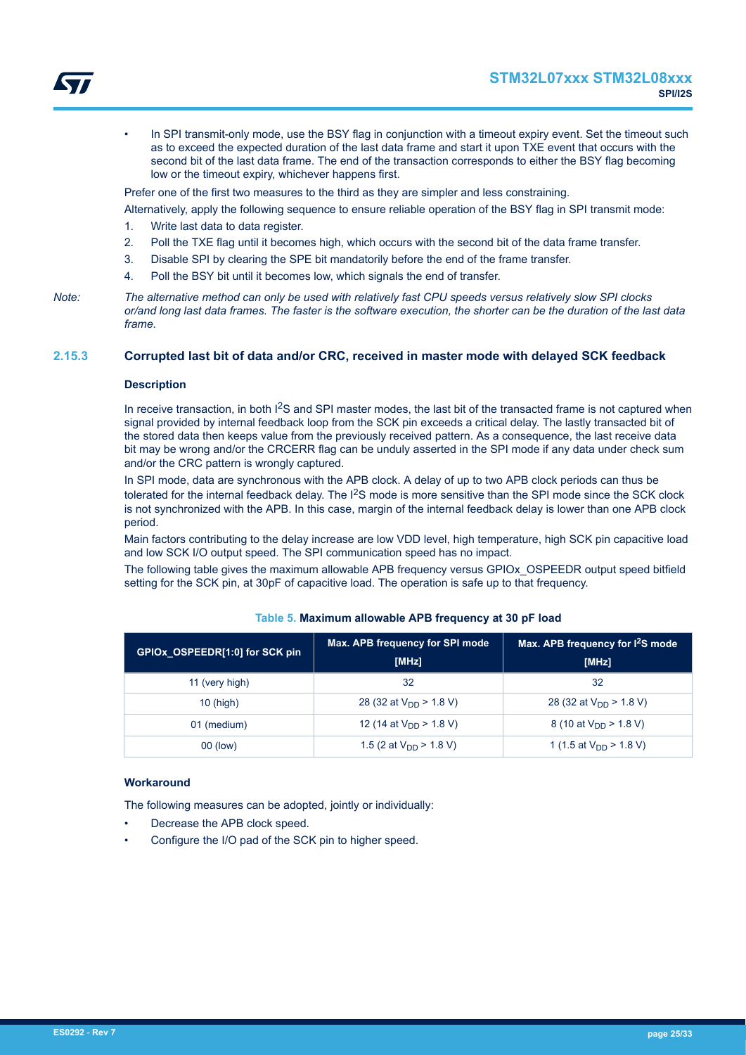- In SPI transmit-only mode, use the BSY flag in conjunction with a timeout expiry event. Set the timeout such as to exceed the expected duration of the last data frame and start it upon TXE event that occurs with the second bit of the last data frame. The end of the transaction corresponds to either the BSY flag becoming low or the timeout expiry, whichever happens first.

Prefer one of the first two measures to the third as they are simpler and less constraining.

Alternatively, apply the following sequence to ensure reliable operation of the BSY flag in SPI transmit mode:

1. Write last data to data register.
2. Poll the TXE flag until it becomes high, which occurs with the second bit of the data frame transfer.
3. Disable SPI by clearing the SPE bit mandatorily before the end of the frame transfer.
4. Poll the BSY bit until it becomes low, which signals the end of transfer.

*Note: The alternative method can only be used with relatively fast CPU speeds versus relatively slow SPI clocks or/and long last data frames. The faster is the software execution, the shorter can be the duration of the last data frame.*

### 2.15.3 Corrupted last bit of data and/or CRC, received in master mode with delayed SCK feedback

#### Description

In receive transaction, in both I$^2$S and SPI master modes, the last bit of the transacted frame is not captured when signal provided by internal feedback loop from the SCK pin exceeds a critical delay. The lastly transacted bit of the stored data then keeps value from the previously received pattern. As a consequence, the last receive data bit may be wrong and/or the CRCERR flag can be unduly asserted in the SPI mode if any data under check sum and/or the CRC pattern is wrongly captured.

In SPI mode, data are synchronous with the APB clock. A delay of up to two APB clock periods can thus be tolerated for the internal feedback delay. The I$^2$S mode is more sensitive than the SPI mode since the SCK clock is not synchronized with the APB. In this case, margin of the internal feedback delay is lower than one APB clock period.

Main factors contributing to the delay increase are low VDD level, high temperature, high SCK pin capacitive load and low SCK I/O output speed. The SPI communication speed has no impact.

The following table gives the maximum allowable APB frequency versus GPIOx_OSPEEDR output speed bitfield setting for the SCK pin, at 30pF of capacitive load. The operation is safe up to that frequency.

**Table 5. Maximum allowable APB frequency at 30 pF load**

| GPIOx_OSPEEDR[1:0] for SCK pin | Max. APB frequency for SPI mode [MHz] | Max. APB frequency for I$^2$S mode [MHz] |
|---|---|---|
| 11 (very high) | 32 | 32 |
| 10 (high) | 28 (32 at $V_{DD}$ > 1.8 V) | 28 (32 at $V_{DD}$ > 1.8 V) |
| 01 (medium) | 12 (14 at $V_{DD}$ > 1.8 V) | 8 (10 at $V_{DD}$ > 1.8 V) |
| 00 (low) | 1.5 (2 at $V_{DD}$ > 1.8 V) | 1 (1.5 at $V_{DD}$ > 1.8 V) |

#### Workaround

The following measures can be adopted, jointly or individually:

- Decrease the APB clock speed.
- Configure the I/O pad of the SCK pin to higher speed.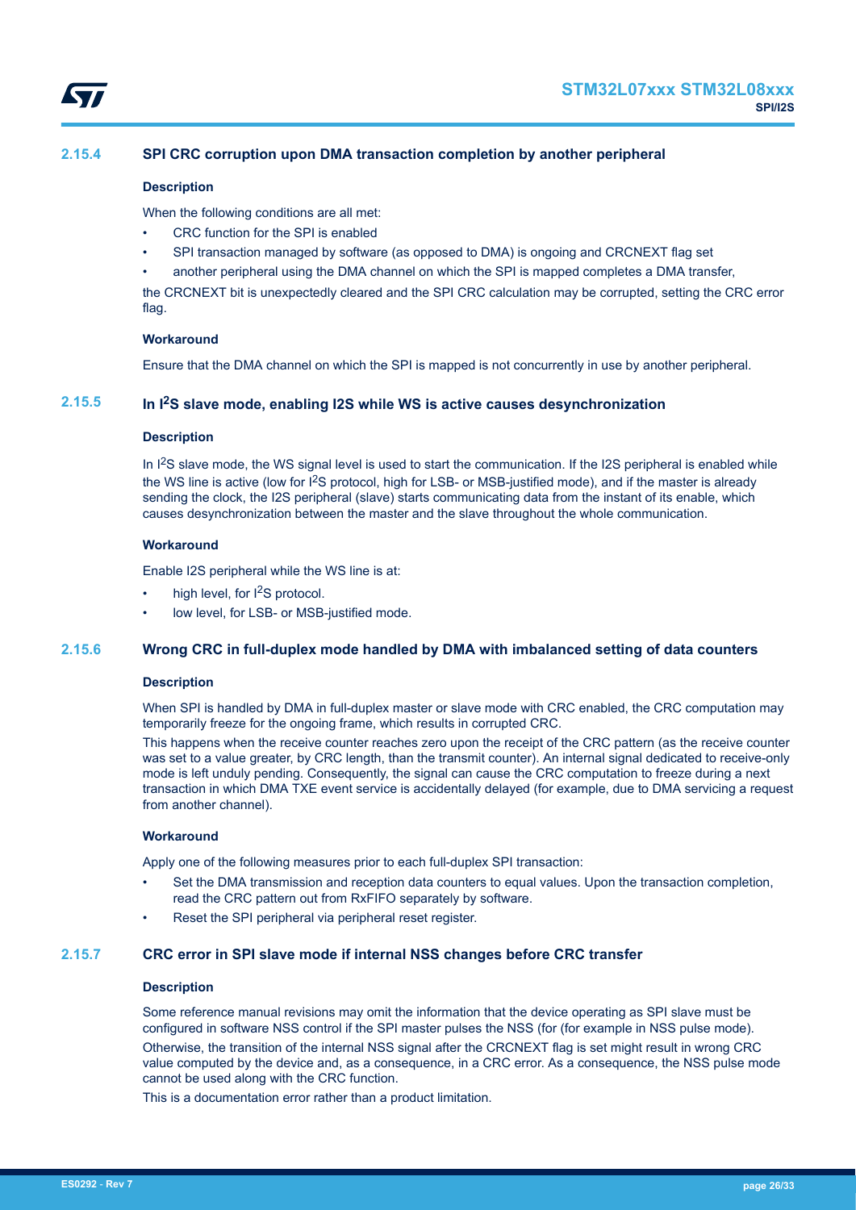### 2.15.4 SPI CRC corruption upon DMA transaction completion by another peripheral

#### Description

When the following conditions are all met:

- CRC function for the SPI is enabled
- SPI transaction managed by software (as opposed to DMA) is ongoing and CRCNEXT flag set
- another peripheral using the DMA channel on which the SPI is mapped completes a DMA transfer,

the CRCNEXT bit is unexpectedly cleared and the SPI CRC calculation may be corrupted, setting the CRC error flag.

#### Workaround

Ensure that the DMA channel on which the SPI is mapped is not concurrently in use by another peripheral.

### 2.15.5 In I²S slave mode, enabling I2S while WS is active causes desynchronization

#### Description

In I²S slave mode, the WS signal level is used to start the communication. If the I2S peripheral is enabled while the WS line is active (low for I²S protocol, high for LSB- or MSB-justified mode), and if the master is already sending the clock, the I2S peripheral (slave) starts communicating data from the instant of its enable, which causes desynchronization between the master and the slave throughout the whole communication.

#### Workaround

Enable I2S peripheral while the WS line is at:

- high level, for I²S protocol.
- low level, for LSB- or MSB-justified mode.

### 2.15.6 Wrong CRC in full-duplex mode handled by DMA with imbalanced setting of data counters

#### Description

When SPI is handled by DMA in full-duplex master or slave mode with CRC enabled, the CRC computation may temporarily freeze for the ongoing frame, which results in corrupted CRC.

This happens when the receive counter reaches zero upon the receipt of the CRC pattern (as the receive counter was set to a value greater, by CRC length, than the transmit counter). An internal signal dedicated to receive-only mode is left unduly pending. Consequently, the signal can cause the CRC computation to freeze during a next transaction in which DMA TXE event service is accidentally delayed (for example, due to DMA servicing a request from another channel).

#### Workaround

Apply one of the following measures prior to each full-duplex SPI transaction:

- Set the DMA transmission and reception data counters to equal values. Upon the transaction completion, read the CRC pattern out from RxFIFO separately by software.
- Reset the SPI peripheral via peripheral reset register.

### 2.15.7 CRC error in SPI slave mode if internal NSS changes before CRC transfer

#### Description

Some reference manual revisions may omit the information that the device operating as SPI slave must be configured in software NSS control if the SPI master pulses the NSS (for (for example in NSS pulse mode).

Otherwise, the transition of the internal NSS signal after the CRCNEXT flag is set might result in wrong CRC value computed by the device and, as a consequence, in a CRC error. As a consequence, the NSS pulse mode cannot be used along with the CRC function.

This is a documentation error rather than a product limitation.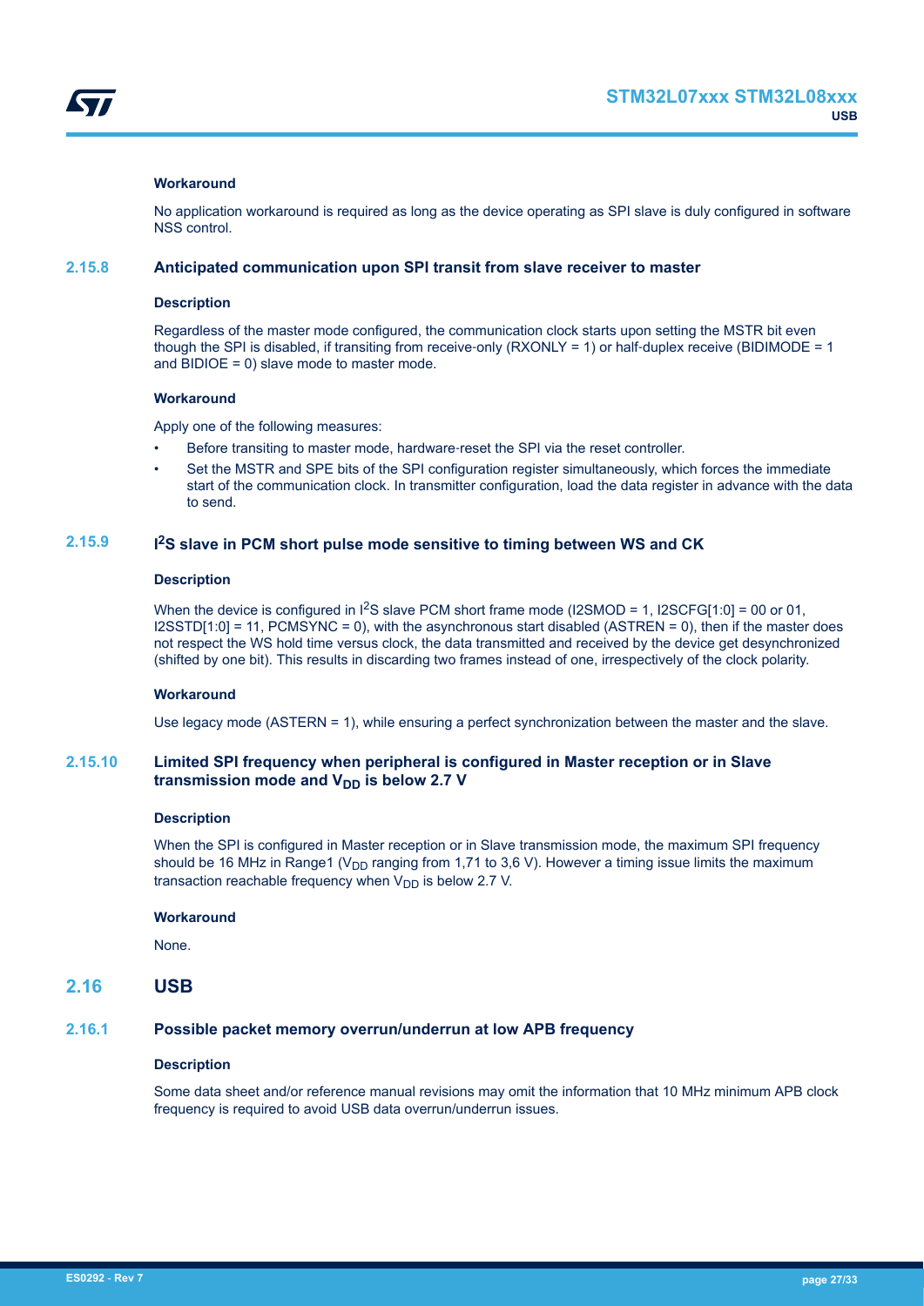#### Workaround

No application workaround is required as long as the device operating as SPI slave is duly configured in software NSS control.

### 2.15.8 Anticipated communication upon SPI transit from slave receiver to master

#### Description

Regardless of the master mode configured, the communication clock starts upon setting the MSTR bit even though the SPI is disabled, if transiting from receive-only (RXONLY = 1) or half-duplex receive (BIDIMODE = 1 and BIDIOE = 0) slave mode to master mode.

#### Workaround

Apply one of the following measures:

- Before transiting to master mode, hardware-reset the SPI via the reset controller.
- Set the MSTR and SPE bits of the SPI configuration register simultaneously, which forces the immediate start of the communication clock. In transmitter configuration, load the data register in advance with the data to send.

### 2.15.9 $I^2S$ slave in PCM short pulse mode sensitive to timing between WS and CK

#### Description

When the device is configured in $I^2S$ slave PCM short frame mode (I2SMOD = 1, I2SCFG[1:0] = 00 or 01, I2SSTD[1:0] = 11, PCMSYNC = 0), with the asynchronous start disabled (ASTREN = 0), then if the master does not respect the WS hold time versus clock, the data transmitted and received by the device get desynchronized (shifted by one bit). This results in discarding two frames instead of one, irrespectively of the clock polarity.

#### Workaround

Use legacy mode (ASTERN = 1), while ensuring a perfect synchronization between the master and the slave.

### 2.15.10 Limited SPI frequency when peripheral is configured in Master reception or in Slave transmission mode and $V_{DD}$ is below 2.7 V

#### Description

When the SPI is configured in Master reception or in Slave transmission mode, the maximum SPI frequency should be 16 MHz in Range1 ($V_{DD}$ ranging from 1,71 to 3,6 V). However a timing issue limits the maximum transaction reachable frequency when $V_{DD}$ is below 2.7 V.

#### Workaround

None.

## 2.16 USB

### 2.16.1 Possible packet memory overrun/underrun at low APB frequency

#### Description

Some data sheet and/or reference manual revisions may omit the information that 10 MHz minimum APB clock frequency is required to avoid USB data overrun/underrun issues.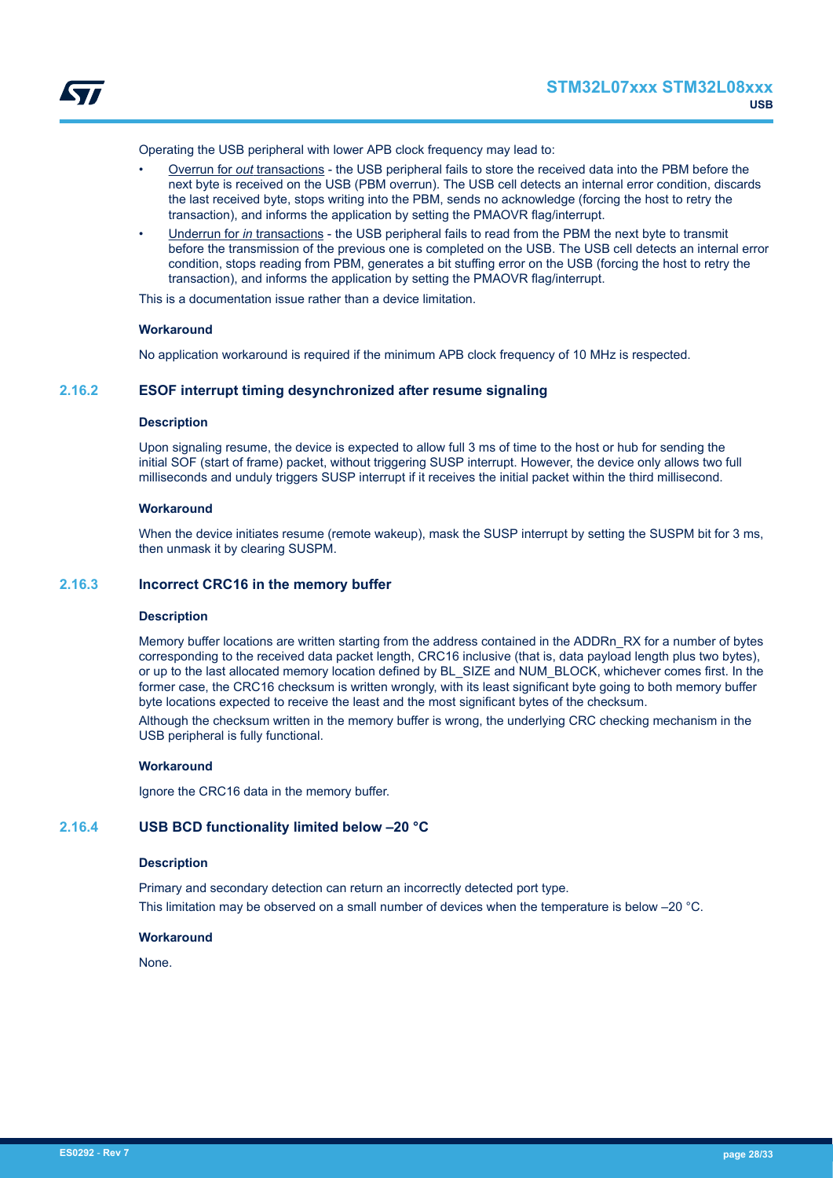Operating the USB peripheral with lower APB clock frequency may lead to:

- Overrun for *out* transactions - the USB peripheral fails to store the received data into the PBM before the next byte is received on the USB (PBM overrun). The USB cell detects an internal error condition, discards the last received byte, stops writing into the PBM, sends no acknowledge (forcing the host to retry the transaction), and informs the application by setting the PMAOVR flag/interrupt.
- Underrun for *in* transactions - the USB peripheral fails to read from the PBM the next byte to transmit before the transmission of the previous one is completed on the USB. The USB cell detects an internal error condition, stops reading from PBM, generates a bit stuffing error on the USB (forcing the host to retry the transaction), and informs the application by setting the PMAOVR flag/interrupt.

This is a documentation issue rather than a device limitation.

**Workaround**

No application workaround is required if the minimum APB clock frequency of 10 MHz is respected.

### 2.16.2 ESOF interrupt timing desynchronized after resume signaling

**Description**

Upon signaling resume, the device is expected to allow full 3 ms of time to the host or hub for sending the initial SOF (start of frame) packet, without triggering SUSP interrupt. However, the device only allows two full milliseconds and unduly triggers SUSP interrupt if it receives the initial packet within the third millisecond.

**Workaround**

When the device initiates resume (remote wakeup), mask the SUSP interrupt by setting the SUSPM bit for 3 ms, then unmask it by clearing SUSPM.

### 2.16.3 Incorrect CRC16 in the memory buffer

**Description**

Memory buffer locations are written starting from the address contained in the ADDRn_RX for a number of bytes corresponding to the received data packet length, CRC16 inclusive (that is, data payload length plus two bytes), or up to the last allocated memory location defined by BL_SIZE and NUM_BLOCK, whichever comes first. In the former case, the CRC16 checksum is written wrongly, with its least significant byte going to both memory buffer byte locations expected to receive the least and the most significant bytes of the checksum.

Although the checksum written in the memory buffer is wrong, the underlying CRC checking mechanism in the USB peripheral is fully functional.

**Workaround**

Ignore the CRC16 data in the memory buffer.

### 2.16.4 USB BCD functionality limited below –20 °C

**Description**

Primary and secondary detection can return an incorrectly detected port type.

This limitation may be observed on a small number of devices when the temperature is below –20 °C.

**Workaround**

None.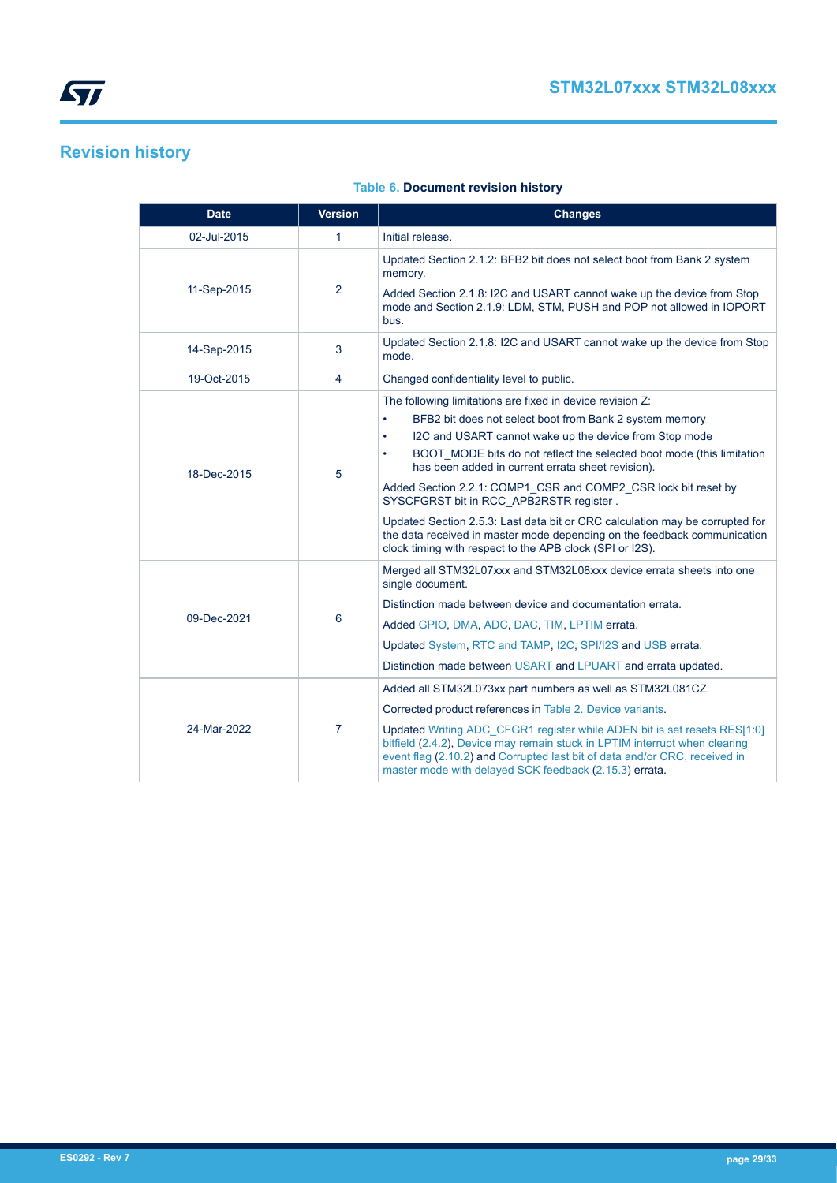# Revision history

**Table 6. Document revision history**

| Date | Version | Changes |
|---|---|---|
| 02-Jul-2015 | 1 | Initial release. |
| 11-Sep-2015 | 2 | Updated Section 2.1.2: BFB2 bit does not select boot from Bank 2 system memory.<br><br>Added Section 2.1.8: I2C and USART cannot wake up the device from Stop mode and Section 2.1.9: LDM, STM, PUSH and POP not allowed in IOPORT bus. |
| 14-Sep-2015 | 3 | Updated Section 2.1.8: I2C and USART cannot wake up the device from Stop mode. |
| 19-Oct-2015 | 4 | Changed confidentiality level to public. |
| 18-Dec-2015 | 5 | The following limitations are fixed in device revision Z:<br>• BFB2 bit does not select boot from Bank 2 system memory<br>• I2C and USART cannot wake up the device from Stop mode<br>• BOOT_MODE bits do not reflect the selected boot mode (this limitation has been added in current errata sheet revision).<br><br>Added Section 2.2.1: COMP1_CSR and COMP2_CSR lock bit reset by SYSCFGRST bit in RCC_APB2RSTR register .<br><br>Updated Section 2.5.3: Last data bit or CRC calculation may be corrupted for the data received in master mode depending on the feedback communication clock timing with respect to the APB clock (SPI or I2S). |
| 09-Dec-2021 | 6 | Merged all STM32L07xxx and STM32L08xxx device errata sheets into one single document.<br><br>Distinction made between device and documentation errata.<br><br>Added GPIO, DMA, ADC, DAC, TIM, LPTIM errata.<br><br>Updated System, RTC and TAMP, I2C, SPI/I2S and USB errata.<br><br>Distinction made between USART and LPUART and errata updated. |
| 24-Mar-2022 | 7 | Added all STM32L073xx part numbers as well as STM32L081CZ.<br><br>Corrected product references in Table 2. Device variants.<br><br>Updated Writing ADC_CFGR1 register while ADEN bit is set resets RES[1:0] bitfield (2.4.2), Device may remain stuck in LPTIM interrupt when clearing event flag (2.10.2) and Corrupted last bit of data and/or CRC, received in master mode with delayed SCK feedback (2.15.3) errata. |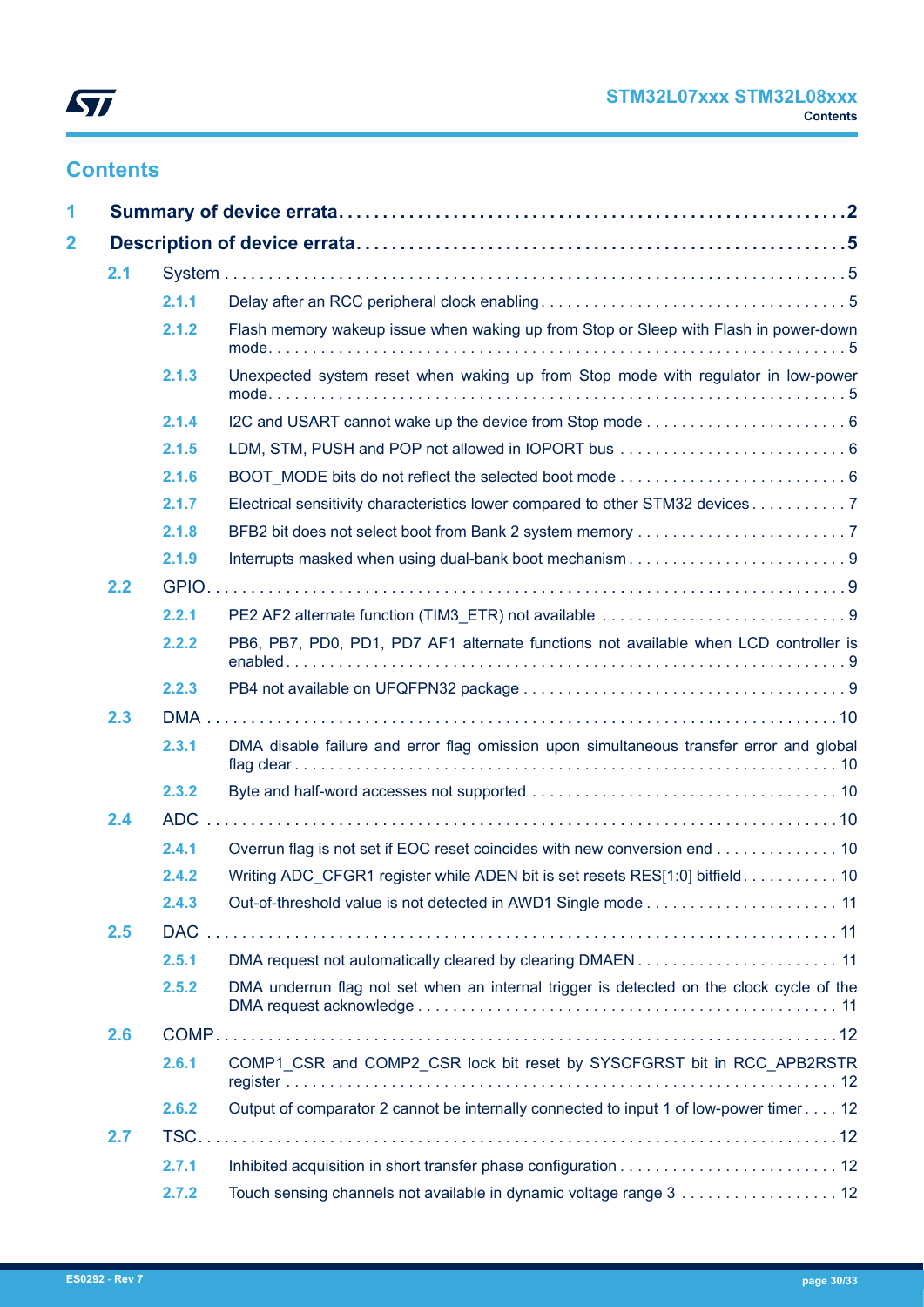## Contents

**1 Summary of device errata . . . 2**

**2 Description of device errata . . . 5**

- 2.1 System . . . 5
  - 2.1.1 Delay after an RCC peripheral clock enabling . . . 5
  - 2.1.2 Flash memory wakeup issue when waking up from Stop or Sleep with Flash in power-down mode . . . 5
  - 2.1.3 Unexpected system reset when waking up from Stop mode with regulator in low-power mode . . . 5
  - 2.1.4 I2C and USART cannot wake up the device from Stop mode . . . 6
  - 2.1.5 LDM, STM, PUSH and POP not allowed in IOPORT bus . . . 6
  - 2.1.6 BOOT_MODE bits do not reflect the selected boot mode . . . 6
  - 2.1.7 Electrical sensitivity characteristics lower compared to other STM32 devices . . . 7
  - 2.1.8 BFB2 bit does not select boot from Bank 2 system memory . . . 7
  - 2.1.9 Interrupts masked when using dual-bank boot mechanism . . . 9
- 2.2 GPIO . . . 9
  - 2.2.1 PE2 AF2 alternate function (TIM3_ETR) not available . . . 9
  - 2.2.2 PB6, PB7, PD0, PD1, PD7 AF1 alternate functions not available when LCD controller is enabled . . . 9
  - 2.2.3 PB4 not available on UFQFPN32 package . . . 9
- 2.3 DMA . . . 10
  - 2.3.1 DMA disable failure and error flag omission upon simultaneous transfer error and global flag clear . . . 10
  - 2.3.2 Byte and half-word accesses not supported . . . 10
- 2.4 ADC . . . 10
  - 2.4.1 Overrun flag is not set if EOC reset coincides with new conversion end . . . 10
  - 2.4.2 Writing ADC_CFGR1 register while ADEN bit is set resets RES[1:0] bitfield . . . 10
  - 2.4.3 Out-of-threshold value is not detected in AWD1 Single mode . . . 11
- 2.5 DAC . . . 11
  - 2.5.1 DMA request not automatically cleared by clearing DMAEN . . . 11
  - 2.5.2 DMA underrun flag not set when an internal trigger is detected on the clock cycle of the DMA request acknowledge . . . 11
- 2.6 COMP . . . 12
  - 2.6.1 COMP1_CSR and COMP2_CSR lock bit reset by SYSCFGRST bit in RCC_APB2RSTR register . . . 12
  - 2.6.2 Output of comparator 2 cannot be internally connected to input 1 of low-power timer . . . 12
- 2.7 TSC . . . 12
  - 2.7.1 Inhibited acquisition in short transfer phase configuration . . . 12
  - 2.7.2 Touch sensing channels not available in dynamic voltage range 3 . . . 12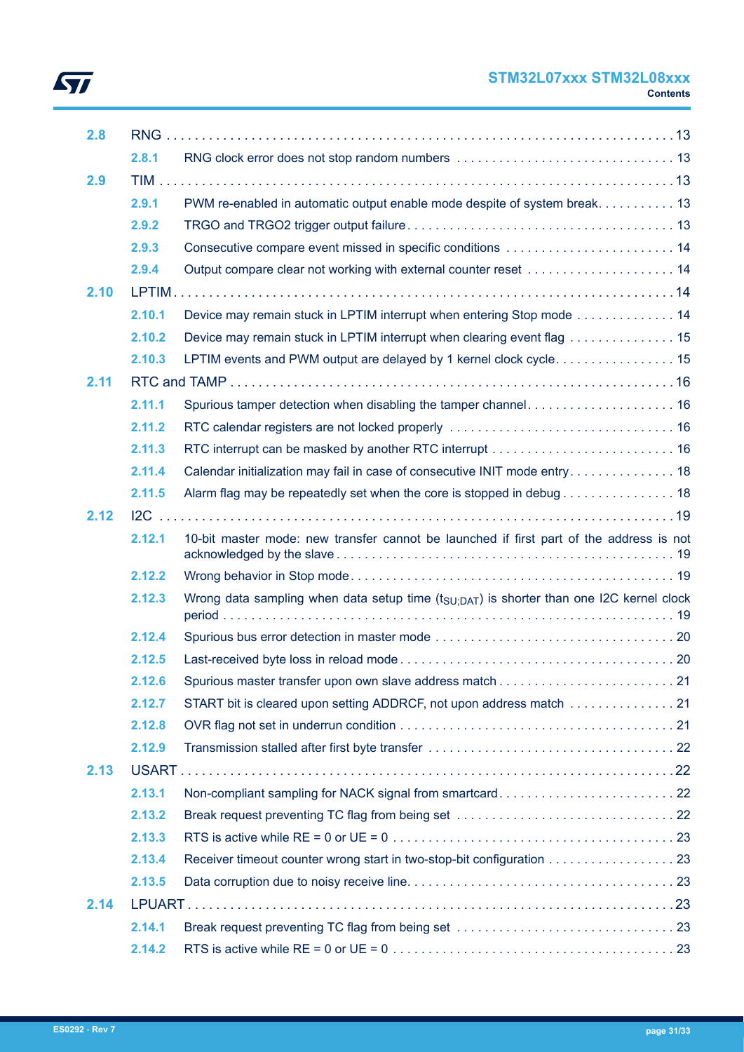2.8 RNG . . . . . . . . . . . . . . . . . . . . . . . . . . . . . . . . . . . . . . . . . . . . . . . . . . . . . . . . . . . . . . . . . 13

2.8.1 RNG clock error does not stop random numbers . . . . . . . . . . . . . . . . . . . . . . . . . . . . . . . 13

2.9 TIM . . . . . . . . . . . . . . . . . . . . . . . . . . . . . . . . . . . . . . . . . . . . . . . . . . . . . . . . . . . . . . . . . 13

2.9.1 PWM re-enabled in automatic output enable mode despite of system break. . . . . . . . . . . 13

2.9.2 TRGO and TRGO2 trigger output failure . . . . . . . . . . . . . . . . . . . . . . . . . . . . . . . . . . . . . 13

2.9.3 Consecutive compare event missed in specific conditions . . . . . . . . . . . . . . . . . . . . . . . . 14

2.9.4 Output compare clear not working with external counter reset . . . . . . . . . . . . . . . . . . . . . 14

2.10 LPTIM . . . . . . . . . . . . . . . . . . . . . . . . . . . . . . . . . . . . . . . . . . . . . . . . . . . . . . . . . . . . . . . . 14

2.10.1 Device may remain stuck in LPTIM interrupt when entering Stop mode . . . . . . . . . . . . . . 14

2.10.2 Device may remain stuck in LPTIM interrupt when clearing event flag . . . . . . . . . . . . . . . 15

2.10.3 LPTIM events and PWM output are delayed by 1 kernel clock cycle. . . . . . . . . . . . . . . . . 15

2.11 RTC and TAMP . . . . . . . . . . . . . . . . . . . . . . . . . . . . . . . . . . . . . . . . . . . . . . . . . . . . . . . . . 16

2.11.1 Spurious tamper detection when disabling the tamper channel. . . . . . . . . . . . . . . . . . . . . 16

2.11.2 RTC calendar registers are not locked properly . . . . . . . . . . . . . . . . . . . . . . . . . . . . . . . . 16

2.11.3 RTC interrupt can be masked by another RTC interrupt . . . . . . . . . . . . . . . . . . . . . . . . . . 16

2.11.4 Calendar initialization may fail in case of consecutive INIT mode entry. . . . . . . . . . . . . . . 18

2.11.5 Alarm flag may be repeatedly set when the core is stopped in debug . . . . . . . . . . . . . . . . 18

2.12 I2C . . . . . . . . . . . . . . . . . . . . . . . . . . . . . . . . . . . . . . . . . . . . . . . . . . . . . . . . . . . . . . . . . . 19

2.12.1 10-bit master mode: new transfer cannot be launched if first part of the address is not acknowledged by the slave . . . . . . . . . . . . . . . . . . . . . . . . . . . . . . . . . . . . . . . . . . . . . . . 19

2.12.2 Wrong behavior in Stop mode. . . . . . . . . . . . . . . . . . . . . . . . . . . . . . . . . . . . . . . . . . . . . 19

2.12.3 Wrong data sampling when data setup time ($t_{SU;DAT}$) is shorter than one I2C kernel clock period . . . . . . . . . . . . . . . . . . . . . . . . . . . . . . . . . . . . . . . . . . . . . . . . . . . . . . . . . . . . . 19

2.12.4 Spurious bus error detection in master mode . . . . . . . . . . . . . . . . . . . . . . . . . . . . . . . . . 20

2.12.5 Last-received byte loss in reload mode . . . . . . . . . . . . . . . . . . . . . . . . . . . . . . . . . . . . . . 20

2.12.6 Spurious master transfer upon own slave address match . . . . . . . . . . . . . . . . . . . . . . . . . 21

2.12.7 START bit is cleared upon setting ADDRCF, not upon address match . . . . . . . . . . . . . . . 21

2.12.8 OVR flag not set in underrun condition . . . . . . . . . . . . . . . . . . . . . . . . . . . . . . . . . . . . . . 21

2.12.9 Transmission stalled after first byte transfer . . . . . . . . . . . . . . . . . . . . . . . . . . . . . . . . . . . 22

2.13 USART . . . . . . . . . . . . . . . . . . . . . . . . . . . . . . . . . . . . . . . . . . . . . . . . . . . . . . . . . . . . . . . . 22

2.13.1 Non-compliant sampling for NACK signal from smartcard. . . . . . . . . . . . . . . . . . . . . . . . . 22

2.13.2 Break request preventing TC flag from being set . . . . . . . . . . . . . . . . . . . . . . . . . . . . . . . 22

2.13.3 RTS is active while RE = 0 or UE = 0 . . . . . . . . . . . . . . . . . . . . . . . . . . . . . . . . . . . . . . . . 23

2.13.4 Receiver timeout counter wrong start in two-stop-bit configuration . . . . . . . . . . . . . . . . . . 23

2.13.5 Data corruption due to noisy receive line. . . . . . . . . . . . . . . . . . . . . . . . . . . . . . . . . . . . . . 23

2.14 LPUART . . . . . . . . . . . . . . . . . . . . . . . . . . . . . . . . . . . . . . . . . . . . . . . . . . . . . . . . . . . . . . . 23

2.14.1 Break request preventing TC flag from being set . . . . . . . . . . . . . . . . . . . . . . . . . . . . . . . 23

2.14.2 RTS is active while RE = 0 or UE = 0 . . . . . . . . . . . . . . . . . . . . . . . . . . . . . . . . . . . . . . . . 23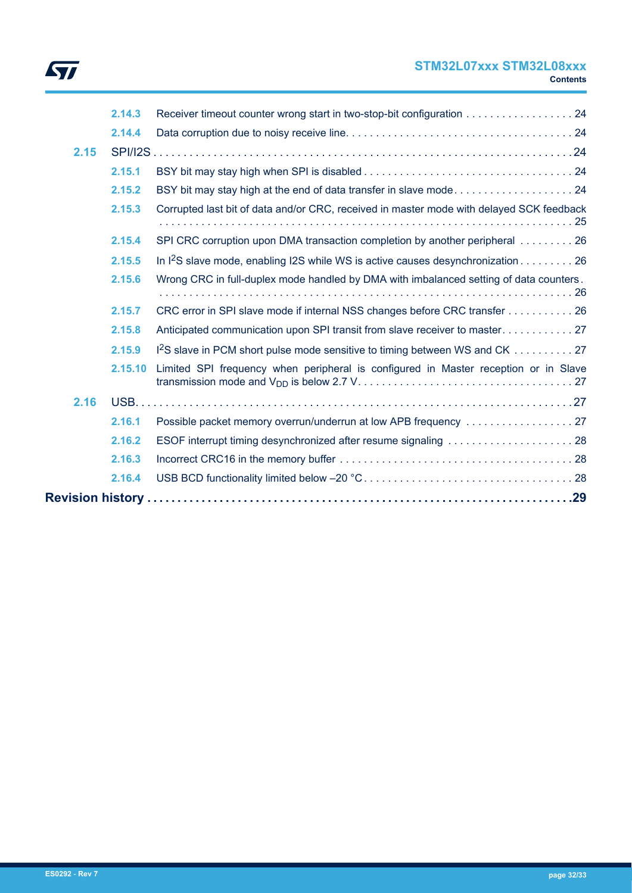2.14.3 Receiver timeout counter wrong start in two-stop-bit configuration . . . . . . . . . . . . . . . . . . 24

2.14.4 Data corruption due to noisy receive line. . . . . . . . . . . . . . . . . . . . . . . . . . . . . . . . . . . . . . 24

2.15 SPI/I2S . . . . . . . . . . . . . . . . . . . . . . . . . . . . . . . . . . . . . . . . . . . . . . . . . . . . . . . . . . . . . . . . . . 24

2.15.1 BSY bit may stay high when SPI is disabled . . . . . . . . . . . . . . . . . . . . . . . . . . . . . . . . . . . 24

2.15.2 BSY bit may stay high at the end of data transfer in slave mode. . . . . . . . . . . . . . . . . . . . 24

2.15.3 Corrupted last bit of data and/or CRC, received in master mode with delayed SCK feedback . . . . . . . . . . . . . . . . . . . . . . . . . . . . . . . . . . . . . . . . . . . . . . . . . . . . . . . . . . . . . . . . . . 25

2.15.4 SPI CRC corruption upon DMA transaction completion by another peripheral . . . . . . . . . 26

2.15.5 In $I^2S$ slave mode, enabling I2S while WS is active causes desynchronization . . . . . . . . . 26

2.15.6 Wrong CRC in full-duplex mode handled by DMA with imbalanced setting of data counters . . . . . . . . . . . . . . . . . . . . . . . . . . . . . . . . . . . . . . . . . . . . . . . . . . . . . . . . . . . . . . . . . . . 26

2.15.7 CRC error in SPI slave mode if internal NSS changes before CRC transfer . . . . . . . . . . . 26

2.15.8 Anticipated communication upon SPI transit from slave receiver to master. . . . . . . . . . . . 27

2.15.9 $I^2S$ slave in PCM short pulse mode sensitive to timing between WS and CK . . . . . . . . . . 27

2.15.10 Limited SPI frequency when peripheral is configured in Master reception or in Slave transmission mode and $V_{DD}$ is below 2.7 V. . . . . . . . . . . . . . . . . . . . . . . . . . . . . . . . . . . . 27

2.16 USB. . . . . . . . . . . . . . . . . . . . . . . . . . . . . . . . . . . . . . . . . . . . . . . . . . . . . . . . . . . . . . . . . . . . 27

2.16.1 Possible packet memory overrun/underrun at low APB frequency . . . . . . . . . . . . . . . . . . 27

2.16.2 ESOF interrupt timing desynchronized after resume signaling . . . . . . . . . . . . . . . . . . . . . 28

2.16.3 Incorrect CRC16 in the memory buffer . . . . . . . . . . . . . . . . . . . . . . . . . . . . . . . . . . . . . . . 28

2.16.4 USB BCD functionality limited below –20 °C . . . . . . . . . . . . . . . . . . . . . . . . . . . . . . . . . . . 28

**Revision history . . . . . . . . . . . . . . . . . . . . . . . . . . . . . . . . . . . . . . . . . . . . . . . . . . . . . . . . . . . . . 29**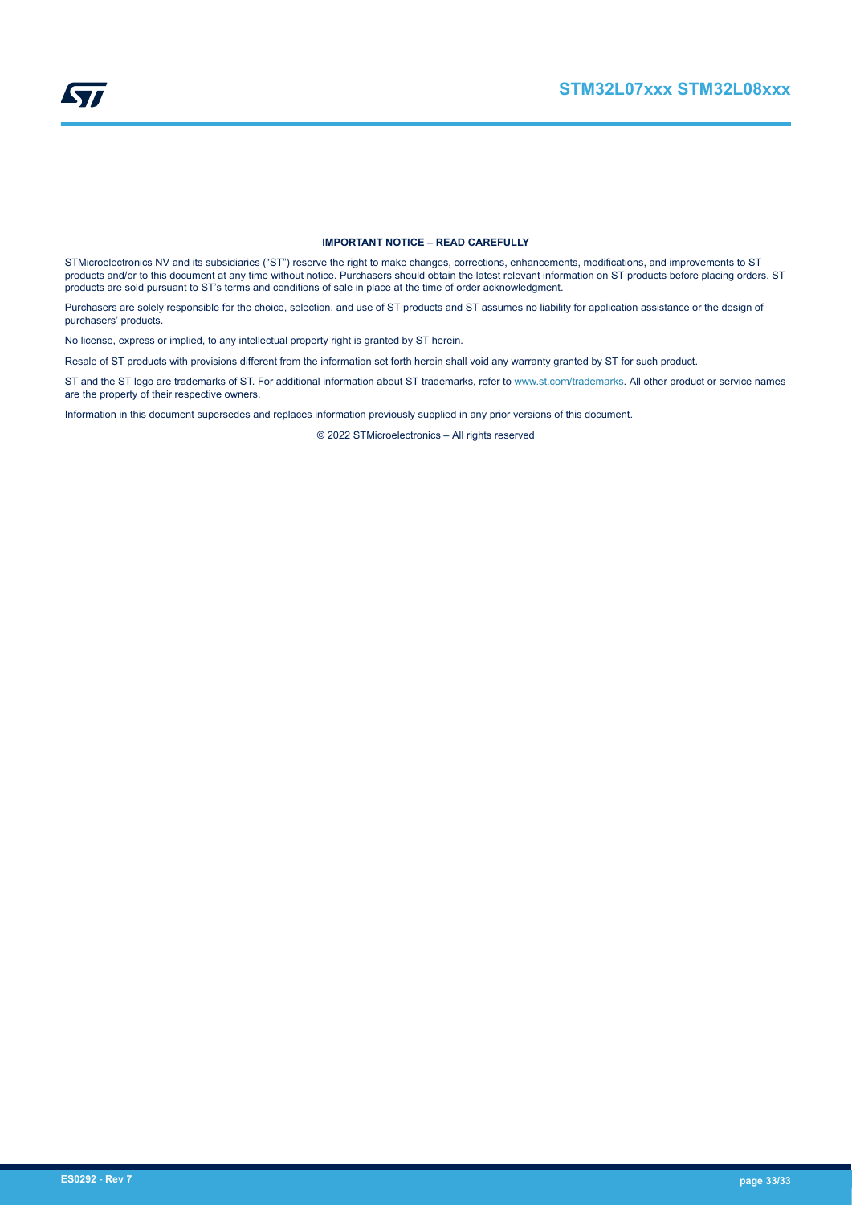**IMPORTANT NOTICE – READ CAREFULLY**

STMicroelectronics NV and its subsidiaries ("ST") reserve the right to make changes, corrections, enhancements, modifications, and improvements to ST products and/or to this document at any time without notice. Purchasers should obtain the latest relevant information on ST products before placing orders. ST products are sold pursuant to ST's terms and conditions of sale in place at the time of order acknowledgment.

Purchasers are solely responsible for the choice, selection, and use of ST products and ST assumes no liability for application assistance or the design of purchasers' products.

No license, express or implied, to any intellectual property right is granted by ST herein.

Resale of ST products with provisions different from the information set forth herein shall void any warranty granted by ST for such product.

ST and the ST logo are trademarks of ST. For additional information about ST trademarks, refer to www.st.com/trademarks. All other product or service names are the property of their respective owners.

Information in this document supersedes and replaces information previously supplied in any prior versions of this document.

© 2022 STMicroelectronics – All rights reserved